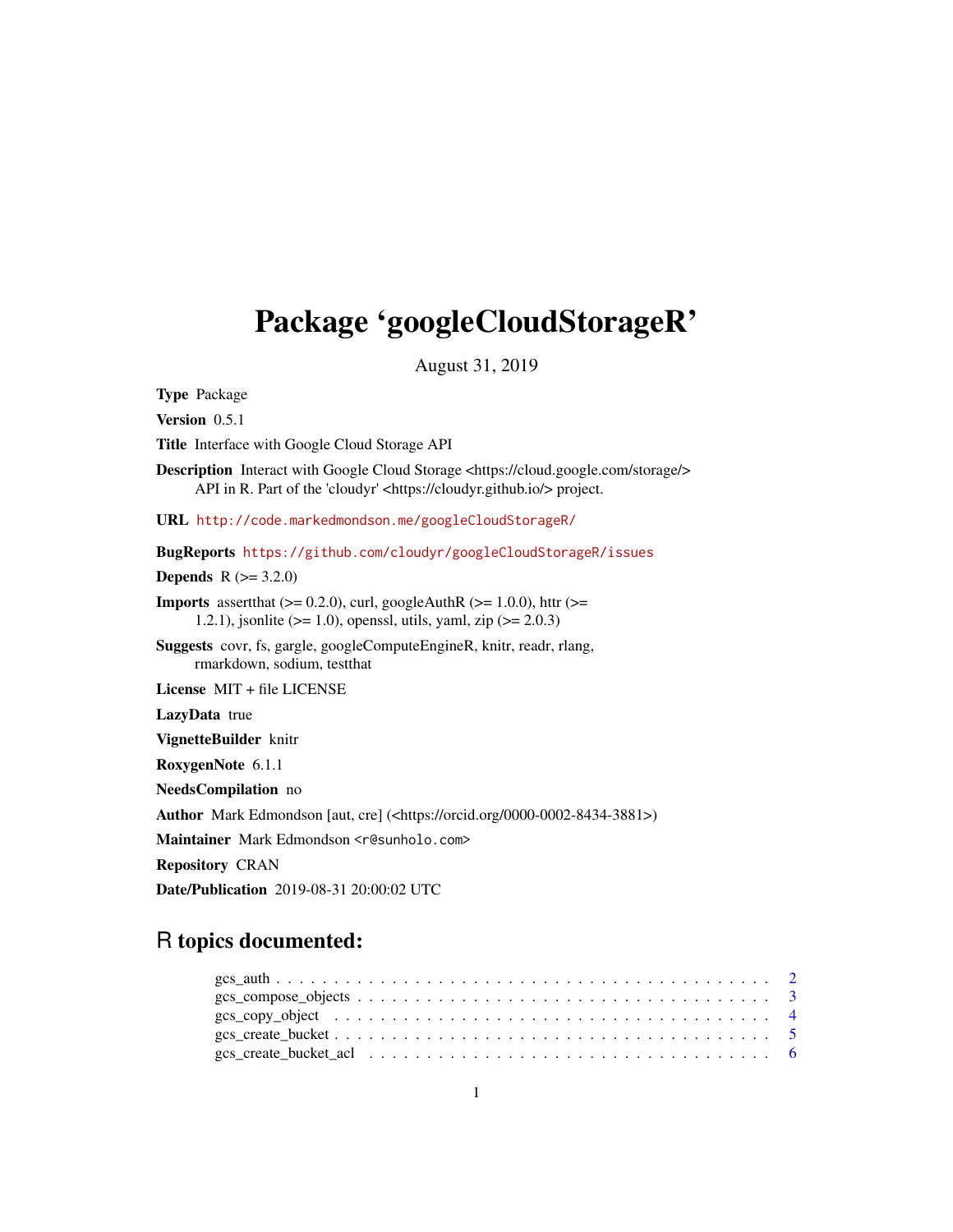# Package 'googleCloudStorageR'

August 31, 2019

**Type** Package

**Version** 0.5.1

**Title** Interface with Google Cloud Storage API

**Description** Interact with Google Cloud Storage <https://cloud.google.com/storage/> API in R. Part of the 'cloudyr' <https://cloudyr.github.io/> project.

**URL** http://code.markedmondson.me/googleCloudStorageR/

**BugReports** https://github.com/cloudyr/googleCloudStorageR/issues

**Depends** R (>= 3.2.0)

**Imports** assertthat (>= 0.2.0), curl, googleAuthR (>= 1.0.0), httr (>= 1.2.1), jsonlite (>= 1.0), openssl, utils, yaml, zip (>= 2.0.3)

**Suggests** covr, fs, gargle, googleComputeEngineR, knitr, readr, rlang, rmarkdown, sodium, testthat

**License** MIT + file LICENSE

**LazyData** true

**VignetteBuilder** knitr

**RoxygenNote** 6.1.1

**NeedsCompilation** no

**Author** Mark Edmondson [aut, cre] (<https://orcid.org/0000-0002-8434-3881>)

**Maintainer** Mark Edmondson <r@sunholo.com>

**Repository** CRAN

**Date/Publication** 2019-08-31 20:00:02 UTC

## R topics documented:

- gcs_auth . . . . . . . . . . . . . . . . . . . . . . . . . . . . . . . . . . . . . . . . . 2
- gcs_compose_objects . . . . . . . . . . . . . . . . . . . . . . . . . . . . . . . . . . . 3
- gcs_copy_object . . . . . . . . . . . . . . . . . . . . . . . . . . . . . . . . . . . . . 4
- gcs_create_bucket . . . . . . . . . . . . . . . . . . . . . . . . . . . . . . . . . . . . 5
- gcs_create_bucket_acl . . . . . . . . . . . . . . . . . . . . . . . . . . . . . . . . . . 6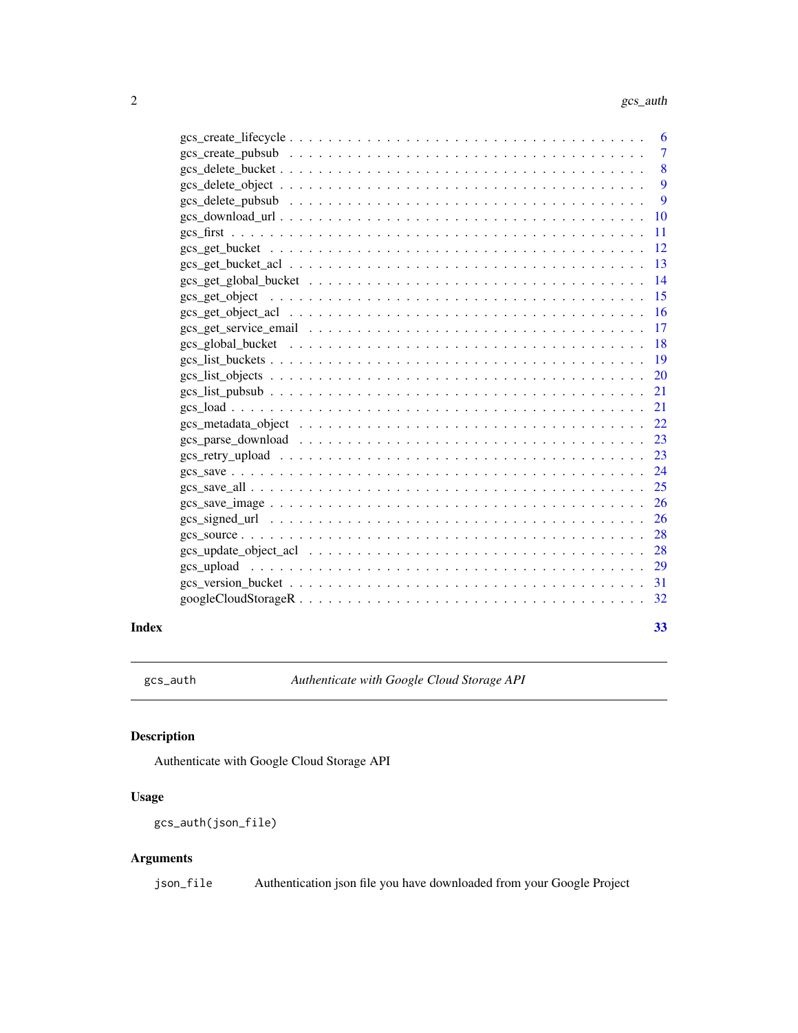gcs_create_lifecycle . . . . . . . . . . . . . . . . . . . . . . . . . . . . . . . . . 6
gcs_create_pubsub . . . . . . . . . . . . . . . . . . . . . . . . . . . . . . . . . 7
gcs_delete_bucket . . . . . . . . . . . . . . . . . . . . . . . . . . . . . . . . . 8
gcs_delete_object . . . . . . . . . . . . . . . . . . . . . . . . . . . . . . . . . 9
gcs_delete_pubsub . . . . . . . . . . . . . . . . . . . . . . . . . . . . . . . . . 9
gcs_download_url . . . . . . . . . . . . . . . . . . . . . . . . . . . . . . . . . 10
gcs_first . . . . . . . . . . . . . . . . . . . . . . . . . . . . . . . . . 11
gcs_get_bucket . . . . . . . . . . . . . . . . . . . . . . . . . . . . . . . . . 12
gcs_get_bucket_acl . . . . . . . . . . . . . . . . . . . . . . . . . . . . . . . . . 13
gcs_get_global_bucket . . . . . . . . . . . . . . . . . . . . . . . . . . . . . . . . . 14
gcs_get_object . . . . . . . . . . . . . . . . . . . . . . . . . . . . . . . . . 15
gcs_get_object_acl . . . . . . . . . . . . . . . . . . . . . . . . . . . . . . . . . 16
gcs_get_service_email . . . . . . . . . . . . . . . . . . . . . . . . . . . . . . . . . 17
gcs_global_bucket . . . . . . . . . . . . . . . . . . . . . . . . . . . . . . . . . 18
gcs_list_buckets . . . . . . . . . . . . . . . . . . . . . . . . . . . . . . . . . 19
gcs_list_objects . . . . . . . . . . . . . . . . . . . . . . . . . . . . . . . . . 20
gcs_list_pubsub . . . . . . . . . . . . . . . . . . . . . . . . . . . . . . . . . 21
gcs_load . . . . . . . . . . . . . . . . . . . . . . . . . . . . . . . . . 21
gcs_metadata_object . . . . . . . . . . . . . . . . . . . . . . . . . . . . . . . . . 22
gcs_parse_download . . . . . . . . . . . . . . . . . . . . . . . . . . . . . . . . . 23
gcs_retry_upload . . . . . . . . . . . . . . . . . . . . . . . . . . . . . . . . . 23
gcs_save . . . . . . . . . . . . . . . . . . . . . . . . . . . . . . . . . 24
gcs_save_all . . . . . . . . . . . . . . . . . . . . . . . . . . . . . . . . . 25
gcs_save_image . . . . . . . . . . . . . . . . . . . . . . . . . . . . . . . . . 26
gcs_signed_url . . . . . . . . . . . . . . . . . . . . . . . . . . . . . . . . . 26
gcs_source . . . . . . . . . . . . . . . . . . . . . . . . . . . . . . . . . 28
gcs_update_object_acl . . . . . . . . . . . . . . . . . . . . . . . . . . . . . . . . . 28
gcs_upload . . . . . . . . . . . . . . . . . . . . . . . . . . . . . . . . . 29
gcs_version_bucket . . . . . . . . . . . . . . . . . . . . . . . . . . . . . . . . . 31
googleCloudStorageR . . . . . . . . . . . . . . . . . . . . . . . . . . . . . . . . . 32

**Index** **33**

---

`gcs_auth` *Authenticate with Google Cloud Storage API*

---

## Description

Authenticate with Google Cloud Storage API

## Usage

```
gcs_auth(json_file)
```

## Arguments

| | |
|---|---|
| `json_file` | Authentication json file you have downloaded from your Google Project |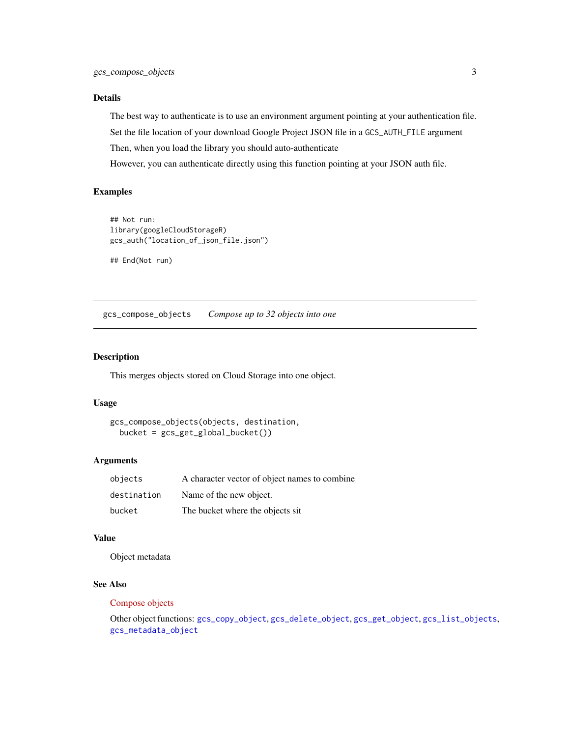### Details

The best way to authenticate is to use an environment argument pointing at your authentication file.

Set the file location of your download Google Project JSON file in a `GCS_AUTH_FILE` argument

Then, when you load the library you should auto-authenticate

However, you can authenticate directly using this function pointing at your JSON auth file.

### Examples

```
## Not run:
library(googleCloudStorageR)
gcs_auth("location_of_json_file.json")

## End(Not run)
```

---

## `gcs_compose_objects` *Compose up to 32 objects into one*

---

### Description

This merges objects stored on Cloud Storage into one object.

### Usage

```
gcs_compose_objects(objects, destination,
  bucket = gcs_get_global_bucket())
```

### Arguments

| | |
|---|---|
| `objects` | A character vector of object names to combine |
| `destination` | Name of the new object. |
| `bucket` | The bucket where the objects sit |

### Value

Object metadata

### See Also

Compose objects

Other object functions: `gcs_copy_object`, `gcs_delete_object`, `gcs_get_object`, `gcs_list_objects`, `gcs_metadata_object`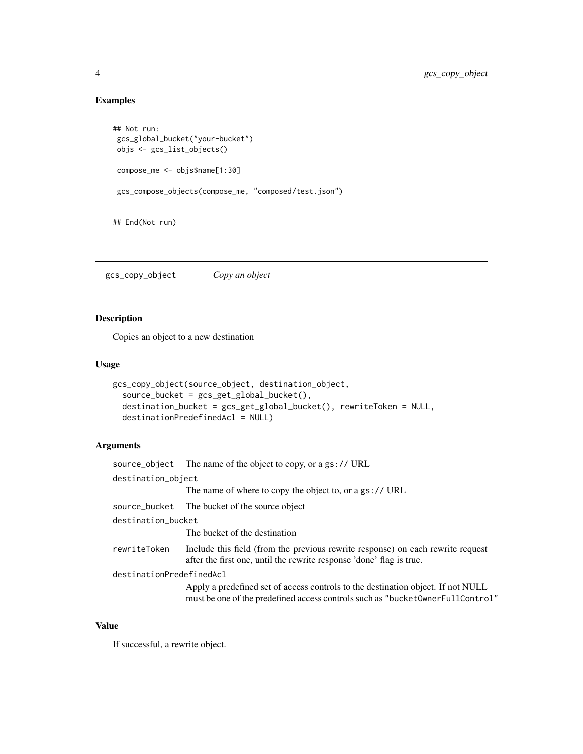## Examples

```
## Not run:
 gcs_global_bucket("your-bucket")
 objs <- gcs_list_objects()

 compose_me <- objs$name[1:30]

 gcs_compose_objects(compose_me, "composed/test.json")


## End(Not run)
```

---

# gcs_copy_object *Copy an object*

## Description

Copies an object to a new destination

## Usage

```
gcs_copy_object(source_object, destination_object,
  source_bucket = gcs_get_global_bucket(),
  destination_bucket = gcs_get_global_bucket(), rewriteToken = NULL,
  destinationPredefinedAcl = NULL)
```

## Arguments

| | |
|---|---|
| `source_object` | The name of the object to copy, or a `gs://` URL |
| `destination_object` | The name of where to copy the object to, or a `gs://` URL |
| `source_bucket` | The bucket of the source object |
| `destination_bucket` | The bucket of the destination |
| `rewriteToken` | Include this field (from the previous rewrite response) on each rewrite request after the first one, until the rewrite response 'done' flag is true. |
| `destinationPredefinedAcl` | Apply a predefined set of access controls to the destination object. If not NULL must be one of the predefined access controls such as `"bucketOwnerFullControl"` |

## Value

If successful, a rewrite object.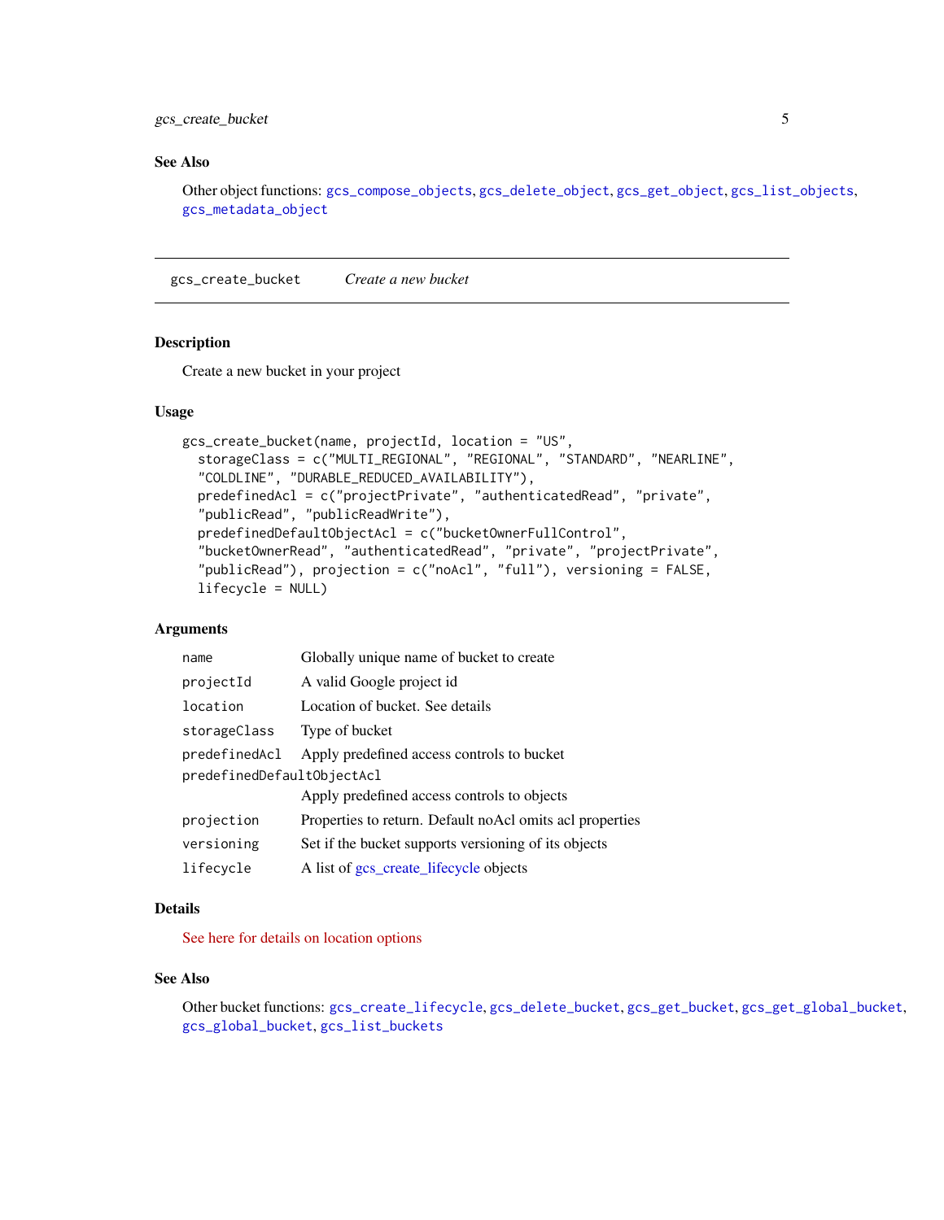### See Also

Other object functions: gcs_compose_objects, gcs_delete_object, gcs_get_object, gcs_list_objects, gcs_metadata_object

---

## gcs_create_bucket *Create a new bucket*

### Description

Create a new bucket in your project

### Usage

```
gcs_create_bucket(name, projectId, location = "US",
  storageClass = c("MULTI_REGIONAL", "REGIONAL", "STANDARD", "NEARLINE",
  "COLDLINE", "DURABLE_REDUCED_AVAILABILITY"),
  predefinedAcl = c("projectPrivate", "authenticatedRead", "private",
  "publicRead", "publicReadWrite"),
  predefinedDefaultObjectAcl = c("bucketOwnerFullControl",
  "bucketOwnerRead", "authenticatedRead", "private", "projectPrivate",
  "publicRead"), projection = c("noAcl", "full"), versioning = FALSE,
  lifecycle = NULL)
```

### Arguments

| | |
|---|---|
| `name` | Globally unique name of bucket to create |
| `projectId` | A valid Google project id |
| `location` | Location of bucket. See details |
| `storageClass` | Type of bucket |
| `predefinedAcl` | Apply predefined access controls to bucket |
| `predefinedDefaultObjectAcl` | Apply predefined access controls to objects |
| `projection` | Properties to return. Default noAcl omits acl properties |
| `versioning` | Set if the bucket supports versioning of its objects |
| `lifecycle` | A list of gcs_create_lifecycle objects |

### Details

See here for details on location options

### See Also

Other bucket functions: gcs_create_lifecycle, gcs_delete_bucket, gcs_get_bucket, gcs_get_global_bucket, gcs_global_bucket, gcs_list_buckets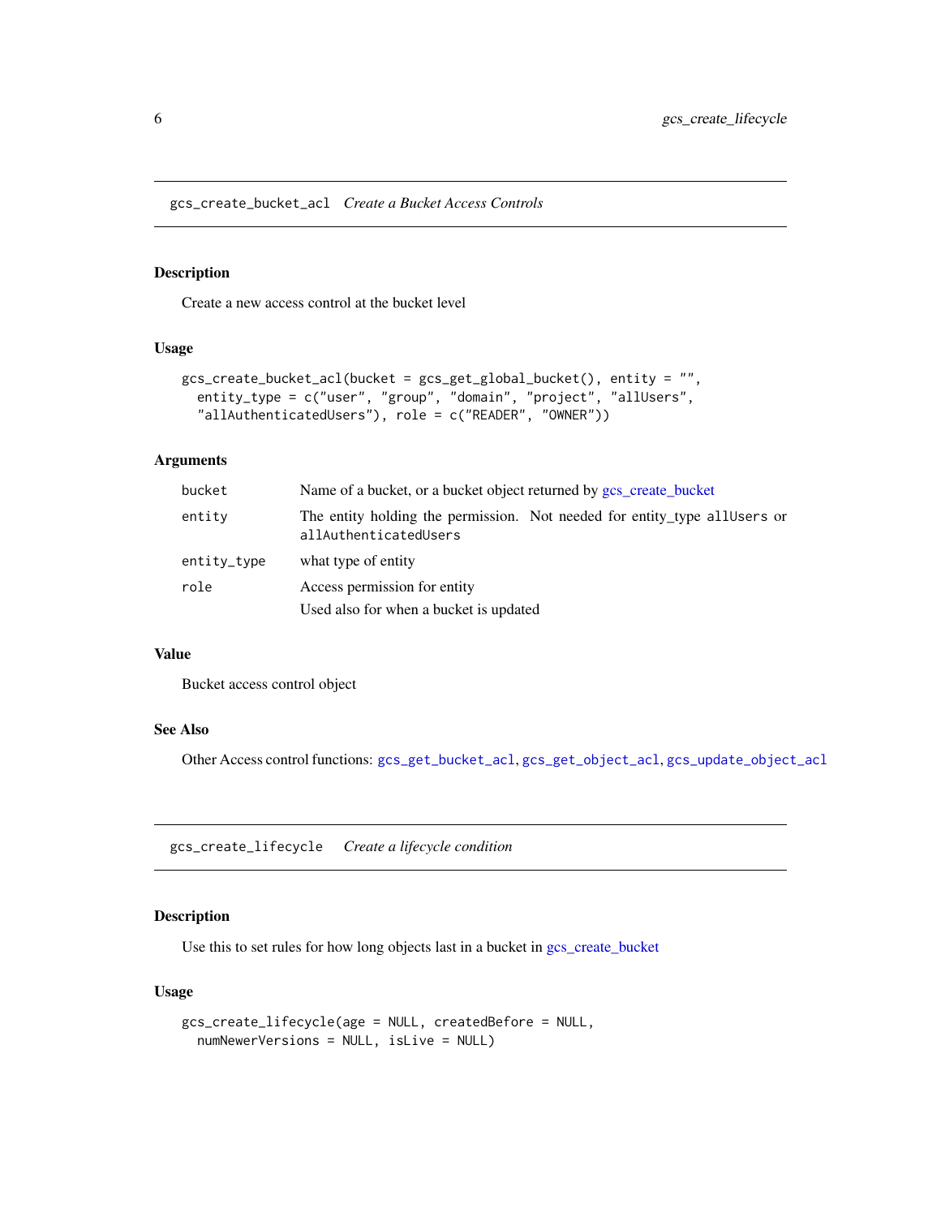## gcs_create_bucket_acl *Create a Bucket Access Controls*

### Description

Create a new access control at the bucket level

### Usage

```
gcs_create_bucket_acl(bucket = gcs_get_global_bucket(), entity = "",
  entity_type = c("user", "group", "domain", "project", "allUsers",
  "allAuthenticatedUsers"), role = c("READER", "OWNER"))
```

### Arguments

| | |
|---|---|
| `bucket` | Name of a bucket, or a bucket object returned by gcs_create_bucket |
| `entity` | The entity holding the permission. Not needed for entity_type `allUsers` or `allAuthenticatedUsers` |
| `entity_type` | what type of entity |
| `role` | Access permission for entity<br>Used also for when a bucket is updated |

### Value

Bucket access control object

### See Also

Other Access control functions: `gcs_get_bucket_acl`, `gcs_get_object_acl`, `gcs_update_object_acl`

## gcs_create_lifecycle *Create a lifecycle condition*

### Description

Use this to set rules for how long objects last in a bucket in gcs_create_bucket

### Usage

```
gcs_create_lifecycle(age = NULL, createdBefore = NULL,
  numNewerVersions = NULL, isLive = NULL)
```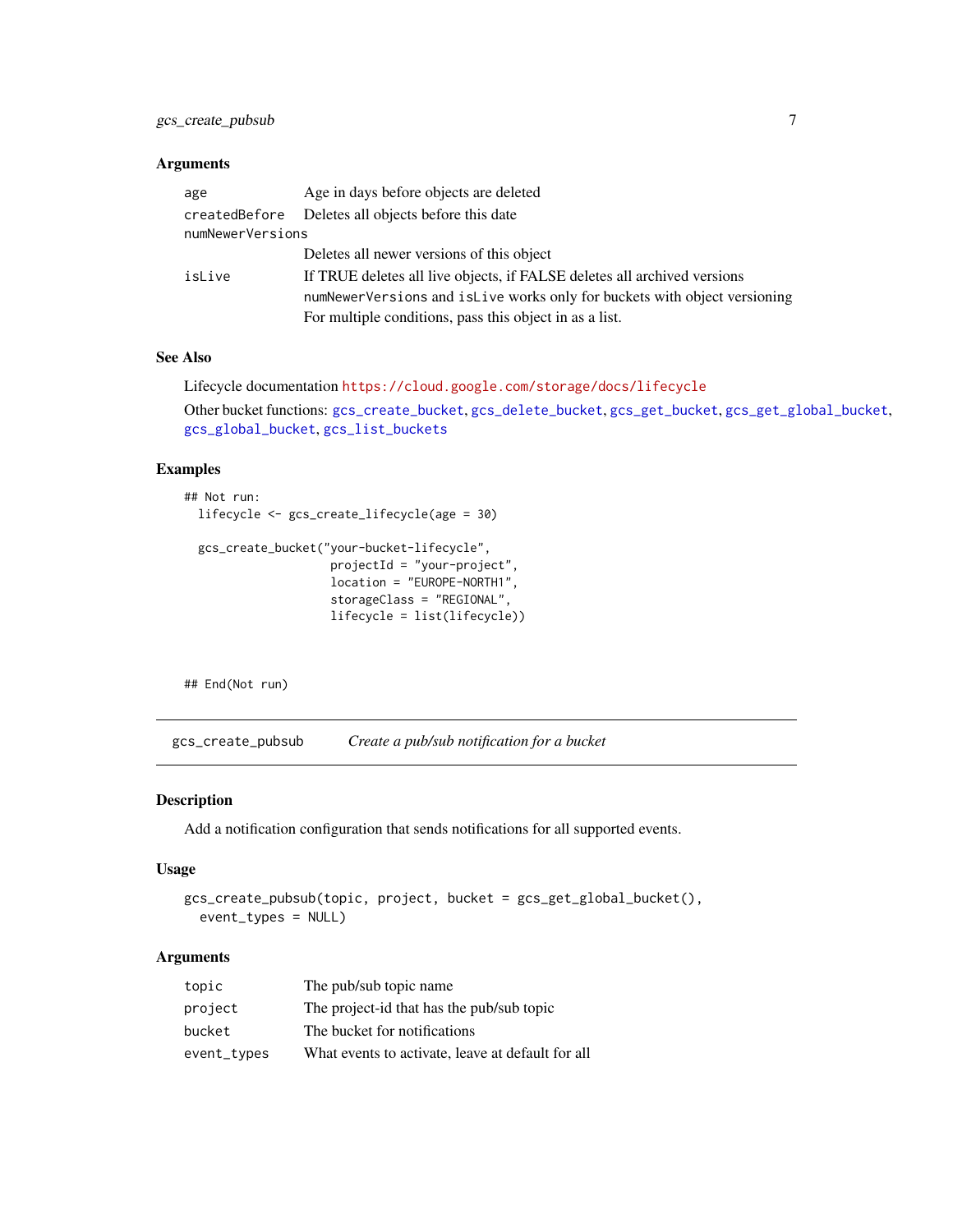### Arguments

| | |
|---|---|
| `age` | Age in days before objects are deleted |
| `createdBefore` | Deletes all objects before this date |
| `numNewerVersions` | Deletes all newer versions of this object |
| `isLive` | If TRUE deletes all live objects, if FALSE deletes all archived versions<br>`numNewerVersions` and `isLive` works only for buckets with object versioning<br>For multiple conditions, pass this object in as a list. |

### See Also

Lifecycle documentation https://cloud.google.com/storage/docs/lifecycle

Other bucket functions: `gcs_create_bucket`, `gcs_delete_bucket`, `gcs_get_bucket`, `gcs_get_global_bucket`, `gcs_global_bucket`, `gcs_list_buckets`

### Examples

```
## Not run:
  lifecycle <- gcs_create_lifecycle(age = 30)

  gcs_create_bucket("your-bucket-lifecycle",
                    projectId = "your-project",
                    location = "EUROPE-NORTH1",
                    storageClass = "REGIONAL",
                    lifecycle = list(lifecycle))



## End(Not run)
```

---

## gcs_create_pubsub — *Create a pub/sub notification for a bucket*

### Description

Add a notification configuration that sends notifications for all supported events.

### Usage

```
gcs_create_pubsub(topic, project, bucket = gcs_get_global_bucket(),
  event_types = NULL)
```

### Arguments

| | |
|---|---|
| `topic` | The pub/sub topic name |
| `project` | The project-id that has the pub/sub topic |
| `bucket` | The bucket for notifications |
| `event_types` | What events to activate, leave at default for all |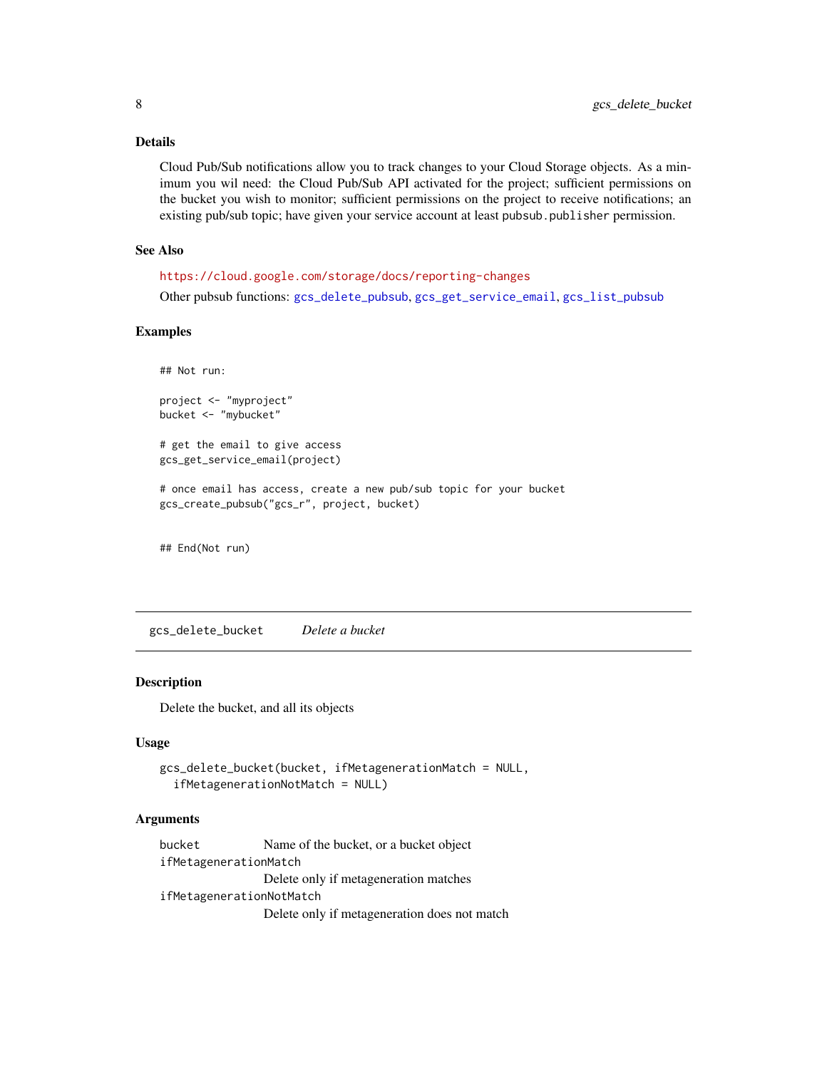### Details

Cloud Pub/Sub notifications allow you to track changes to your Cloud Storage objects. As a minimum you wil need: the Cloud Pub/Sub API activated for the project; sufficient permissions on the bucket you wish to monitor; sufficient permissions on the project to receive notifications; an existing pub/sub topic; have given your service account at least `pubsub.publisher` permission.

### See Also

https://cloud.google.com/storage/docs/reporting-changes

Other pubsub functions: `gcs_delete_pubsub`, `gcs_get_service_email`, `gcs_list_pubsub`

### Examples

```
## Not run:

project <- "myproject"
bucket <- "mybucket"

# get the email to give access
gcs_get_service_email(project)

# once email has access, create a new pub/sub topic for your bucket
gcs_create_pubsub("gcs_r", project, bucket)


## End(Not run)
```

---

## gcs_delete_bucket    *Delete a bucket*

### Description

Delete the bucket, and all its objects

### Usage

```
gcs_delete_bucket(bucket, ifMetagenerationMatch = NULL,
  ifMetagenerationNotMatch = NULL)
```

### Arguments

| Argument | Description |
| --- | --- |
| `bucket` | Name of the bucket, or a bucket object |
| `ifMetagenerationMatch` | Delete only if metageneration matches |
| `ifMetagenerationNotMatch` | Delete only if metageneration does not match |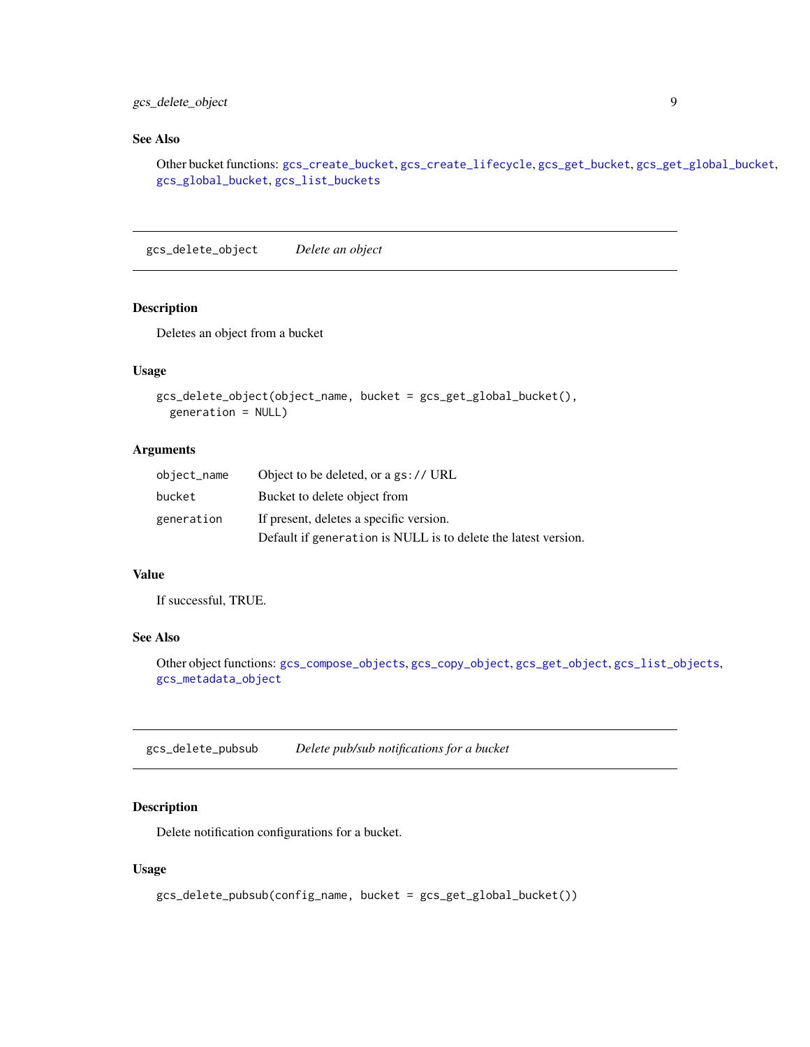### See Also

Other bucket functions: gcs_create_bucket, gcs_create_lifecycle, gcs_get_bucket, gcs_get_global_bucket, gcs_global_bucket, gcs_list_buckets

---

## gcs_delete_object    *Delete an object*

### Description

Deletes an object from a bucket

### Usage

```
gcs_delete_object(object_name, bucket = gcs_get_global_bucket(),
  generation = NULL)
```

### Arguments

| | |
|---|---|
| object_name | Object to be deleted, or a gs:// URL |
| bucket | Bucket to delete object from |
| generation | If present, deletes a specific version. Default if generation is NULL is to delete the latest version. |

### Value

If successful, TRUE.

### See Also

Other object functions: gcs_compose_objects, gcs_copy_object, gcs_get_object, gcs_list_objects, gcs_metadata_object

---

## gcs_delete_pubsub    *Delete pub/sub notifications for a bucket*

### Description

Delete notification configurations for a bucket.

### Usage

```
gcs_delete_pubsub(config_name, bucket = gcs_get_global_bucket())
```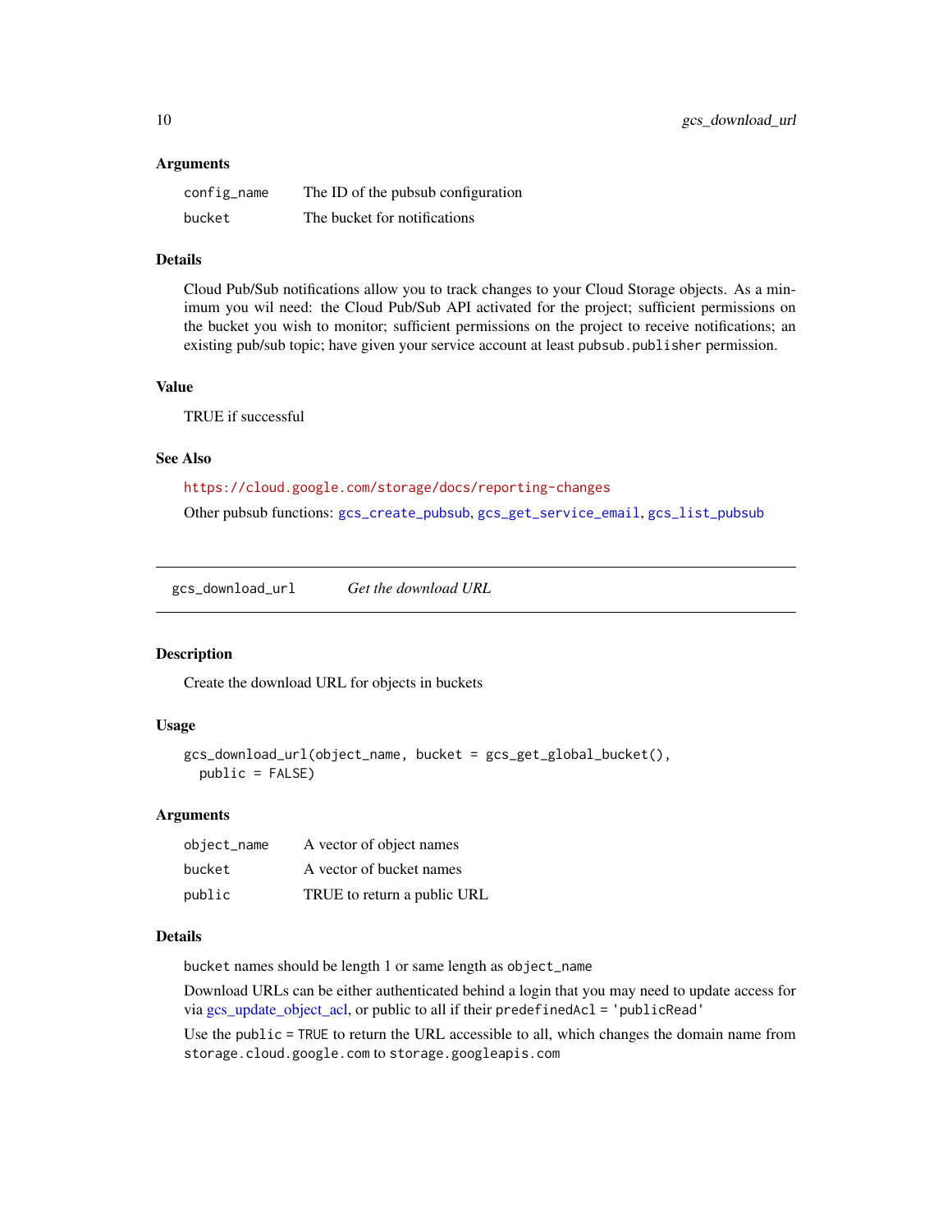### Arguments

| | |
|---|---|
| config_name | The ID of the pubsub configuration |
| bucket | The bucket for notifications |

### Details

Cloud Pub/Sub notifications allow you to track changes to your Cloud Storage objects. As a minimum you wil need: the Cloud Pub/Sub API activated for the project; sufficient permissions on the bucket you wish to monitor; sufficient permissions on the project to receive notifications; an existing pub/sub topic; have given your service account at least `pubsub.publisher` permission.

### Value

TRUE if successful

### See Also

https://cloud.google.com/storage/docs/reporting-changes

Other pubsub functions: `gcs_create_pubsub`, `gcs_get_service_email`, `gcs_list_pubsub`

---

## gcs_download_url — *Get the download URL*

### Description

Create the download URL for objects in buckets

### Usage

```
gcs_download_url(object_name, bucket = gcs_get_global_bucket(),
  public = FALSE)
```

### Arguments

| | |
|---|---|
| object_name | A vector of object names |
| bucket | A vector of bucket names |
| public | TRUE to return a public URL |

### Details

`bucket` names should be length 1 or same length as `object_name`

Download URLs can be either authenticated behind a login that you may need to update access for via gcs_update_object_acl, or public to all if their `predefinedAcl = 'publicRead'`

Use the `public = TRUE` to return the URL accessible to all, which changes the domain name from `storage.cloud.google.com` to `storage.googleapis.com`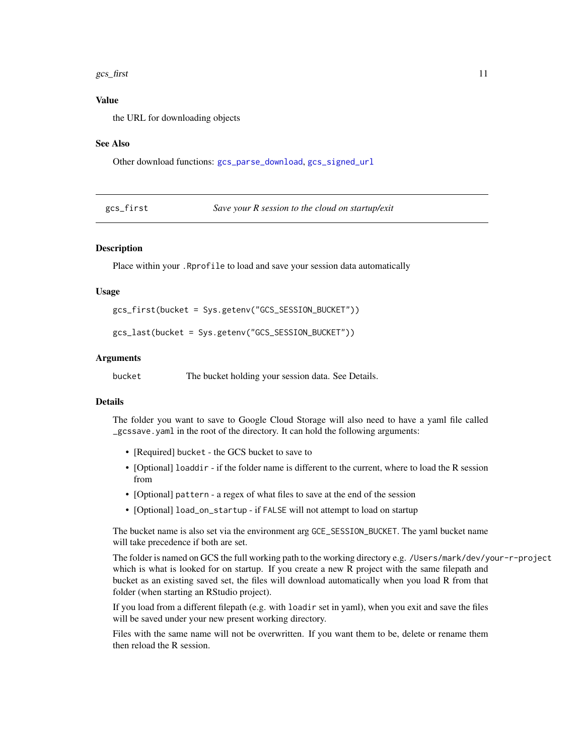### Value

the URL for downloading objects

### See Also

Other download functions: `gcs_parse_download`, `gcs_signed_url`

---

## gcs_first — *Save your R session to the cloud on startup/exit*

### Description

Place within your `.Rprofile` to load and save your session data automatically

### Usage

```
gcs_first(bucket = Sys.getenv("GCS_SESSION_BUCKET"))

gcs_last(bucket = Sys.getenv("GCS_SESSION_BUCKET"))
```

### Arguments

| | |
|---|---|
| `bucket` | The bucket holding your session data. See Details. |

### Details

The folder you want to save to Google Cloud Storage will also need to have a yaml file called `_gcssave.yaml` in the root of the directory. It can hold the following arguments:

- [Required] `bucket` - the GCS bucket to save to
- [Optional] `loaddir` - if the folder name is different to the current, where to load the R session from
- [Optional] `pattern` - a regex of what files to save at the end of the session
- [Optional] `load_on_startup` - if `FALSE` will not attempt to load on startup

The bucket name is also set via the environment arg `GCE_SESSION_BUCKET`. The yaml bucket name will take precedence if both are set.

The folder is named on GCS the full working path to the working directory e.g. `/Users/mark/dev/your-r-project` which is what is looked for on startup. If you create a new R project with the same filepath and bucket as an existing saved set, the files will download automatically when you load R from that folder (when starting an RStudio project).

If you load from a different filepath (e.g. with `loaddir` set in yaml), when you exit and save the files will be saved under your new present working directory.

Files with the same name will not be overwritten. If you want them to be, delete or rename them then reload the R session.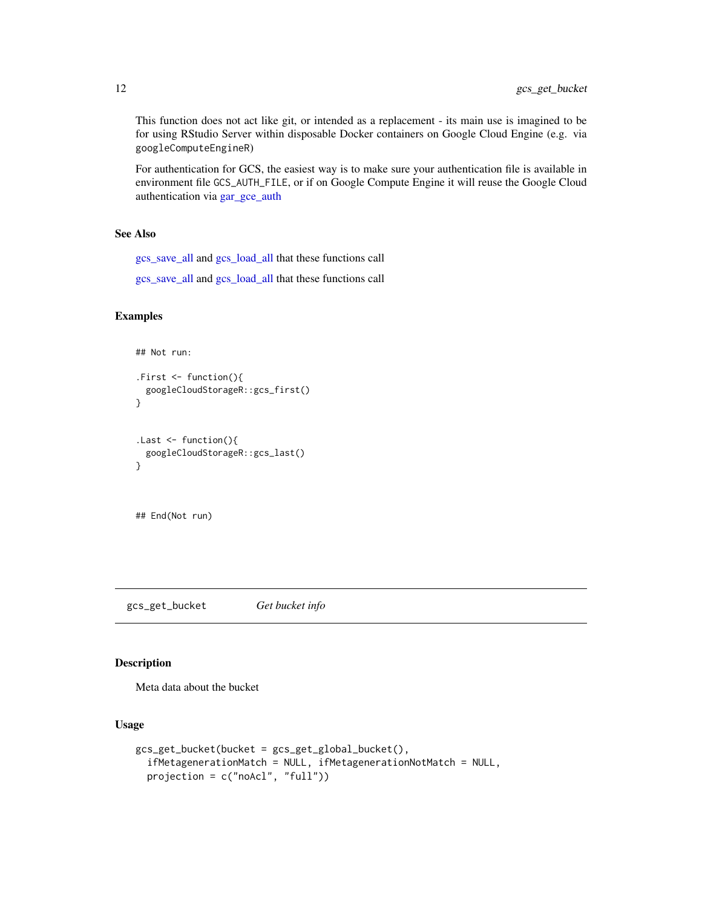This function does not act like git, or intended as a replacement - its main use is imagined to be for using RStudio Server within disposable Docker containers on Google Cloud Engine (e.g. via `googleComputeEngineR`)

For authentication for GCS, the easiest way is to make sure your authentication file is available in environment file `GCS_AUTH_FILE`, or if on Google Compute Engine it will reuse the Google Cloud authentication via gar_gce_auth

### See Also

gcs_save_all and gcs_load_all that these functions call

gcs_save_all and gcs_load_all that these functions call

### Examples

```
## Not run:

.First <- function(){
  googleCloudStorageR::gcs_first()
}


.Last <- function(){
  googleCloudStorageR::gcs_last()
}



## End(Not run)
```

## gcs_get_bucket — *Get bucket info*

### Description

Meta data about the bucket

### Usage

```
gcs_get_bucket(bucket = gcs_get_global_bucket(),
  ifMetagenerationMatch = NULL, ifMetagenerationNotMatch = NULL,
  projection = c("noAcl", "full"))
```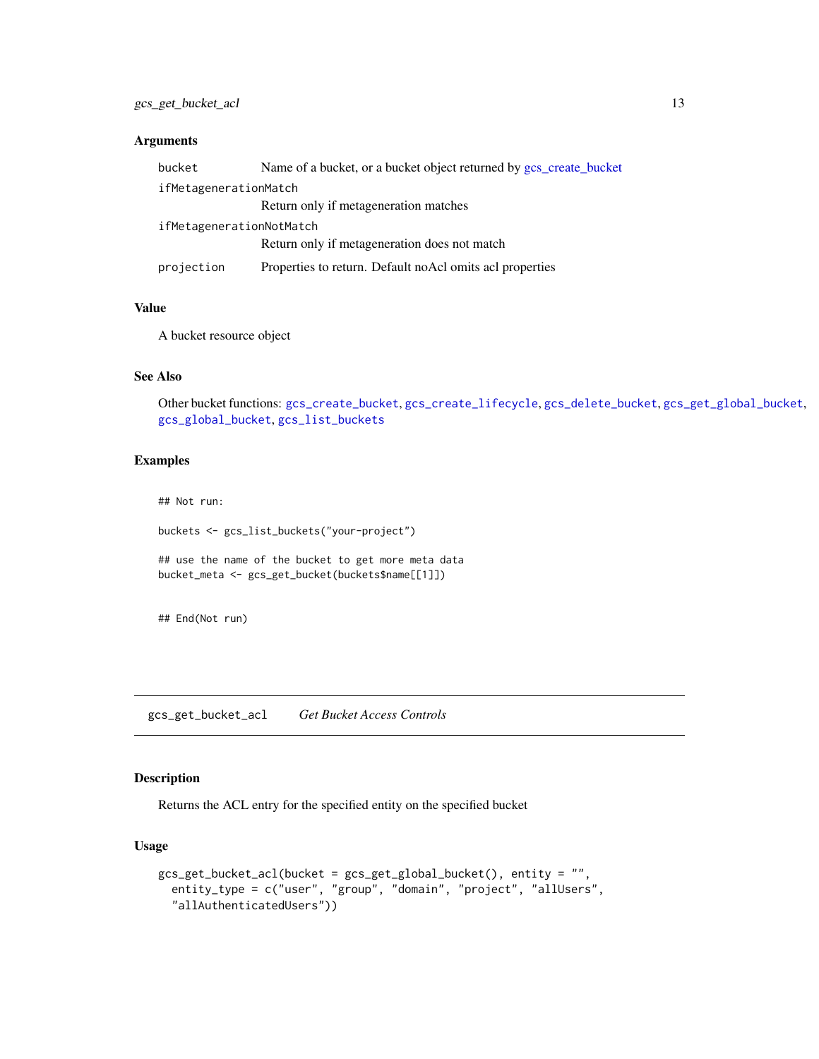### Arguments

| | |
|---|---|
| bucket | Name of a bucket, or a bucket object returned by gcs_create_bucket |
| ifMetagenerationMatch | Return only if metageneration matches |
| ifMetagenerationNotMatch | Return only if metageneration does not match |
| projection | Properties to return. Default noAcl omits acl properties |

### Value

A bucket resource object

### See Also

Other bucket functions: gcs_create_bucket, gcs_create_lifecycle, gcs_delete_bucket, gcs_get_global_bucket, gcs_global_bucket, gcs_list_buckets

### Examples

```
## Not run:

buckets <- gcs_list_buckets("your-project")

## use the name of the bucket to get more meta data
bucket_meta <- gcs_get_bucket(buckets$name[[1]])


## End(Not run)
```

---

## gcs_get_bucket_acl    *Get Bucket Access Controls*

### Description

Returns the ACL entry for the specified entity on the specified bucket

### Usage

```
gcs_get_bucket_acl(bucket = gcs_get_global_bucket(), entity = "",
  entity_type = c("user", "group", "domain", "project", "allUsers",
  "allAuthenticatedUsers"))
```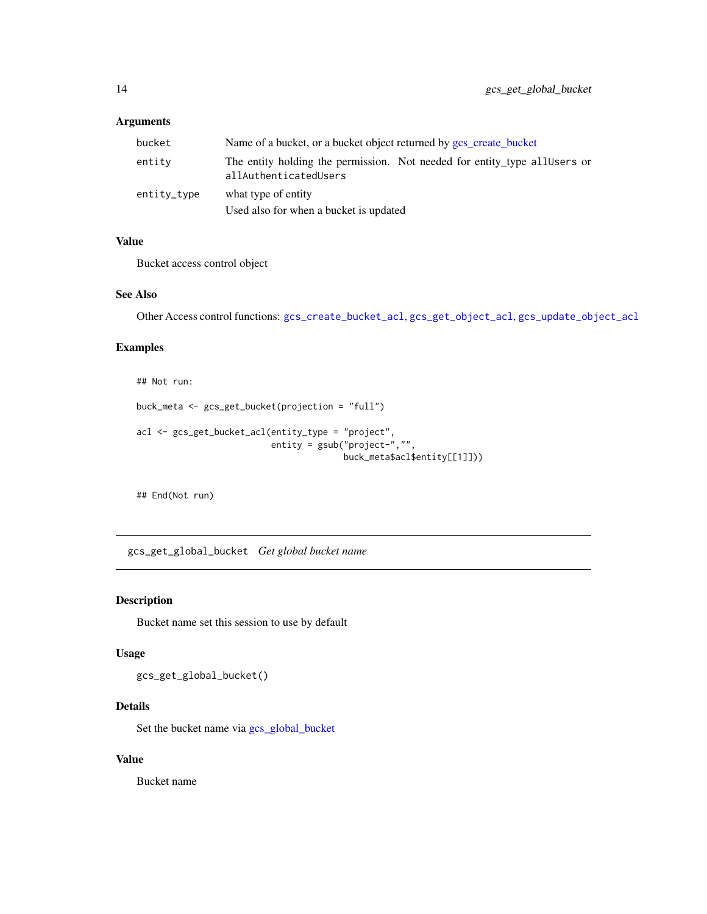### Arguments

| | |
|---|---|
| bucket | Name of a bucket, or a bucket object returned by gcs_create_bucket |
| entity | The entity holding the permission. Not needed for entity_type allUsers or allAuthenticatedUsers |
| entity_type | what type of entity<br>Used also for when a bucket is updated |

### Value

Bucket access control object

### See Also

Other Access control functions: `gcs_create_bucket_acl`, `gcs_get_object_acl`, `gcs_update_object_acl`

### Examples

```
## Not run:

buck_meta <- gcs_get_bucket(projection = "full")

acl <- gcs_get_bucket_acl(entity_type = "project",
                          entity = gsub("project-","",
                                        buck_meta$acl$entity[[1]]))


## End(Not run)
```

---

## gcs_get_global_bucket    *Get global bucket name*

### Description

Bucket name set this session to use by default

### Usage

```
gcs_get_global_bucket()
```

### Details

Set the bucket name via gcs_global_bucket

### Value

Bucket name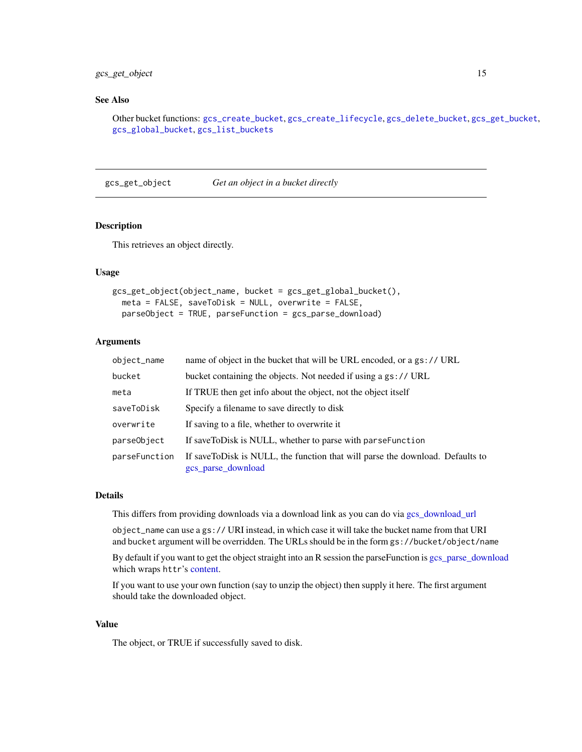### See Also

Other bucket functions: gcs_create_bucket, gcs_create_lifecycle, gcs_delete_bucket, gcs_get_bucket, gcs_global_bucket, gcs_list_buckets

---

## gcs_get_object — *Get an object in a bucket directly*

### Description

This retrieves an object directly.

### Usage

```
gcs_get_object(object_name, bucket = gcs_get_global_bucket(),
  meta = FALSE, saveToDisk = NULL, overwrite = FALSE,
  parseObject = TRUE, parseFunction = gcs_parse_download)
```

### Arguments

| Argument | Description |
|---|---|
| `object_name` | name of object in the bucket that will be URL encoded, or a `gs://` URL |
| `bucket` | bucket containing the objects. Not needed if using a `gs://` URL |
| `meta` | If TRUE then get info about the object, not the object itself |
| `saveToDisk` | Specify a filename to save directly to disk |
| `overwrite` | If saving to a file, whether to overwrite it |
| `parseObject` | If saveToDisk is NULL, whether to parse with `parseFunction` |
| `parseFunction` | If saveToDisk is NULL, the function that will parse the download. Defaults to gcs_parse_download |

### Details

This differs from providing downloads via a download link as you can do via gcs_download_url

`object_name` can use a `gs://` URI instead, in which case it will take the bucket name from that URI and `bucket` argument will be overridden. The URLs should be in the form `gs://bucket/object/name`

By default if you want to get the object straight into an R session the parseFunction is gcs_parse_download which wraps `httr`'s content.

If you want to use your own function (say to unzip the object) then supply it here. The first argument should take the downloaded object.

### Value

The object, or TRUE if successfully saved to disk.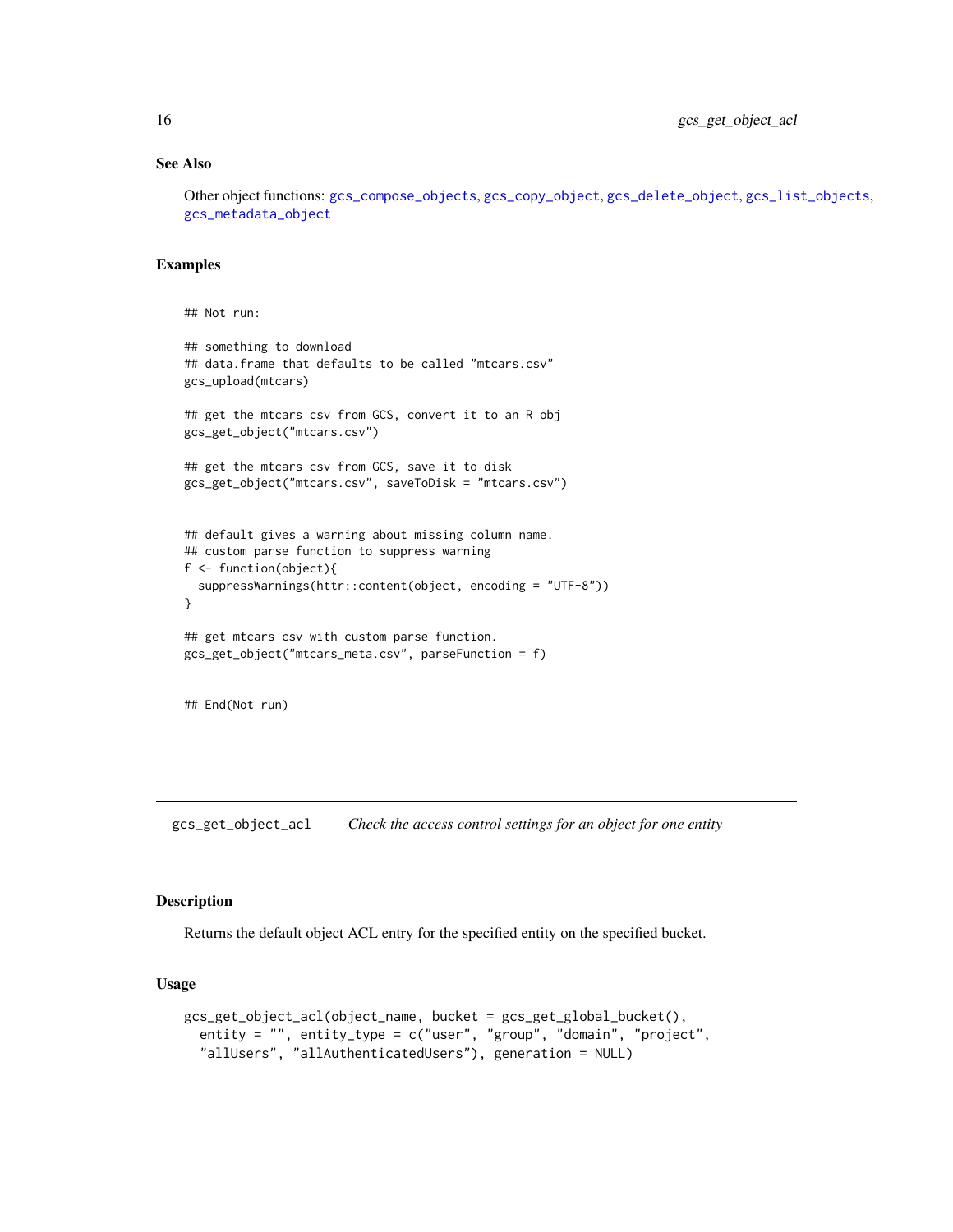### See Also

Other object functions: gcs_compose_objects, gcs_copy_object, gcs_delete_object, gcs_list_objects, gcs_metadata_object

### Examples

```
## Not run:

## something to download
## data.frame that defaults to be called "mtcars.csv"
gcs_upload(mtcars)

## get the mtcars csv from GCS, convert it to an R obj
gcs_get_object("mtcars.csv")

## get the mtcars csv from GCS, save it to disk
gcs_get_object("mtcars.csv", saveToDisk = "mtcars.csv")


## default gives a warning about missing column name.
## custom parse function to suppress warning
f <- function(object){
  suppressWarnings(httr::content(object, encoding = "UTF-8"))
}

## get mtcars csv with custom parse function.
gcs_get_object("mtcars_meta.csv", parseFunction = f)


## End(Not run)
```

---

## gcs_get_object_acl — *Check the access control settings for an object for one entity*

---

### Description

Returns the default object ACL entry for the specified entity on the specified bucket.

### Usage

```
gcs_get_object_acl(object_name, bucket = gcs_get_global_bucket(),
  entity = "", entity_type = c("user", "group", "domain", "project",
  "allUsers", "allAuthenticatedUsers"), generation = NULL)
```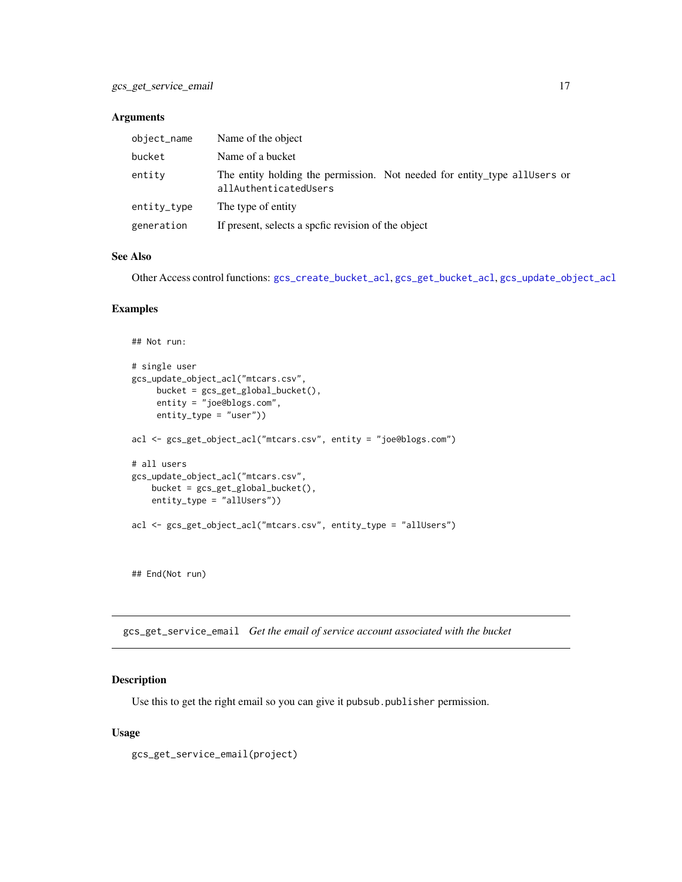### Arguments

| | |
|---|---|
| `object_name` | Name of the object |
| `bucket` | Name of a bucket |
| `entity` | The entity holding the permission. Not needed for entity_type `allUsers` or `allAuthenticatedUsers` |
| `entity_type` | The type of entity |
| `generation` | If present, selects a spcfic revision of the object |

### See Also

Other Access control functions: `gcs_create_bucket_acl`, `gcs_get_bucket_acl`, `gcs_update_object_acl`

### Examples

```
## Not run:

# single user
gcs_update_object_acl("mtcars.csv",
     bucket = gcs_get_global_bucket(),
     entity = "joe@blogs.com",
     entity_type = "user"))

acl <- gcs_get_object_acl("mtcars.csv", entity = "joe@blogs.com")

# all users
gcs_update_object_acl("mtcars.csv",
    bucket = gcs_get_global_bucket(),
    entity_type = "allUsers"))

acl <- gcs_get_object_acl("mtcars.csv", entity_type = "allUsers")



## End(Not run)
```

---

## gcs_get_service_email *Get the email of service account associated with the bucket*

---

### Description

Use this to get the right email so you can give it `pubsub.publisher` permission.

### Usage

```
gcs_get_service_email(project)
```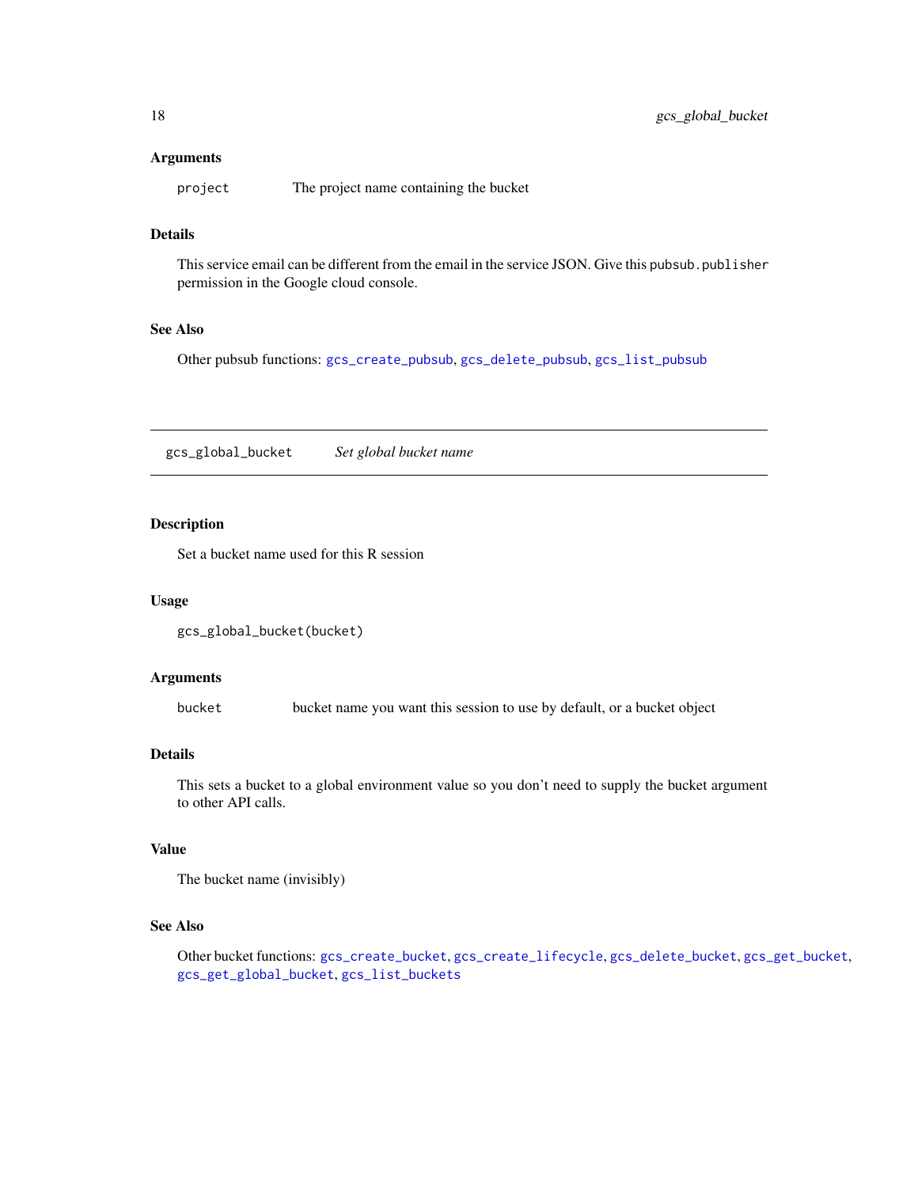### Arguments

`project` The project name containing the bucket

### Details

This service email can be different from the email in the service JSON. Give this `pubsub.publisher` permission in the Google cloud console.

### See Also

Other pubsub functions: `gcs_create_pubsub`, `gcs_delete_pubsub`, `gcs_list_pubsub`

---

## gcs_global_bucket *Set global bucket name*

---

### Description

Set a bucket name used for this R session

### Usage

```
gcs_global_bucket(bucket)
```

### Arguments

`bucket` bucket name you want this session to use by default, or a bucket object

### Details

This sets a bucket to a global environment value so you don't need to supply the bucket argument to other API calls.

### Value

The bucket name (invisibly)

### See Also

Other bucket functions: `gcs_create_bucket`, `gcs_create_lifecycle`, `gcs_delete_bucket`, `gcs_get_bucket`, `gcs_get_global_bucket`, `gcs_list_buckets`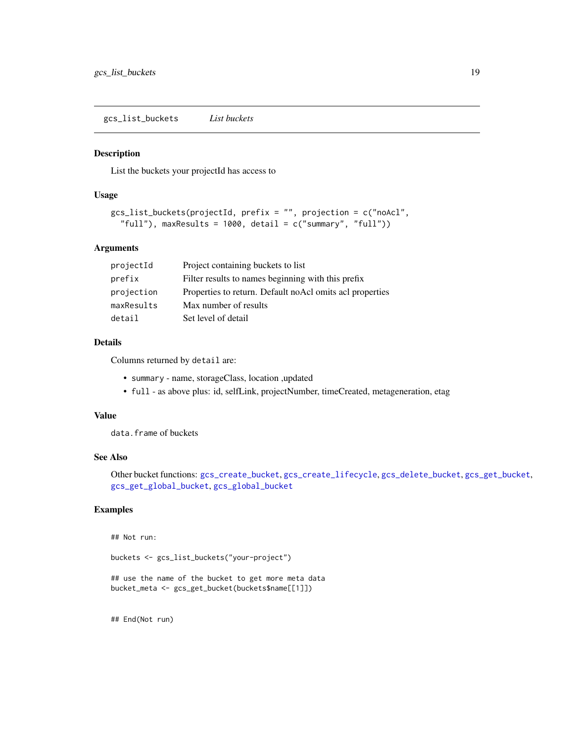## gcs_list_buckets *List buckets*

### Description

List the buckets your projectId has access to

### Usage

```
gcs_list_buckets(projectId, prefix = "", projection = c("noAcl",
  "full"), maxResults = 1000, detail = c("summary", "full"))
```

### Arguments

| | |
|---|---|
| projectId | Project containing buckets to list |
| prefix | Filter results to names beginning with this prefix |
| projection | Properties to return. Default noAcl omits acl properties |
| maxResults | Max number of results |
| detail | Set level of detail |

### Details

Columns returned by `detail` are:

- `summary` - name, storageClass, location ,updated
- `full` - as above plus: id, selfLink, projectNumber, timeCreated, metageneration, etag

### Value

`data.frame` of buckets

### See Also

Other bucket functions: `gcs_create_bucket`, `gcs_create_lifecycle`, `gcs_delete_bucket`, `gcs_get_bucket`, `gcs_get_global_bucket`, `gcs_global_bucket`

### Examples

```
## Not run:

buckets <- gcs_list_buckets("your-project")

## use the name of the bucket to get more meta data
bucket_meta <- gcs_get_bucket(buckets$name[[1]])


## End(Not run)
```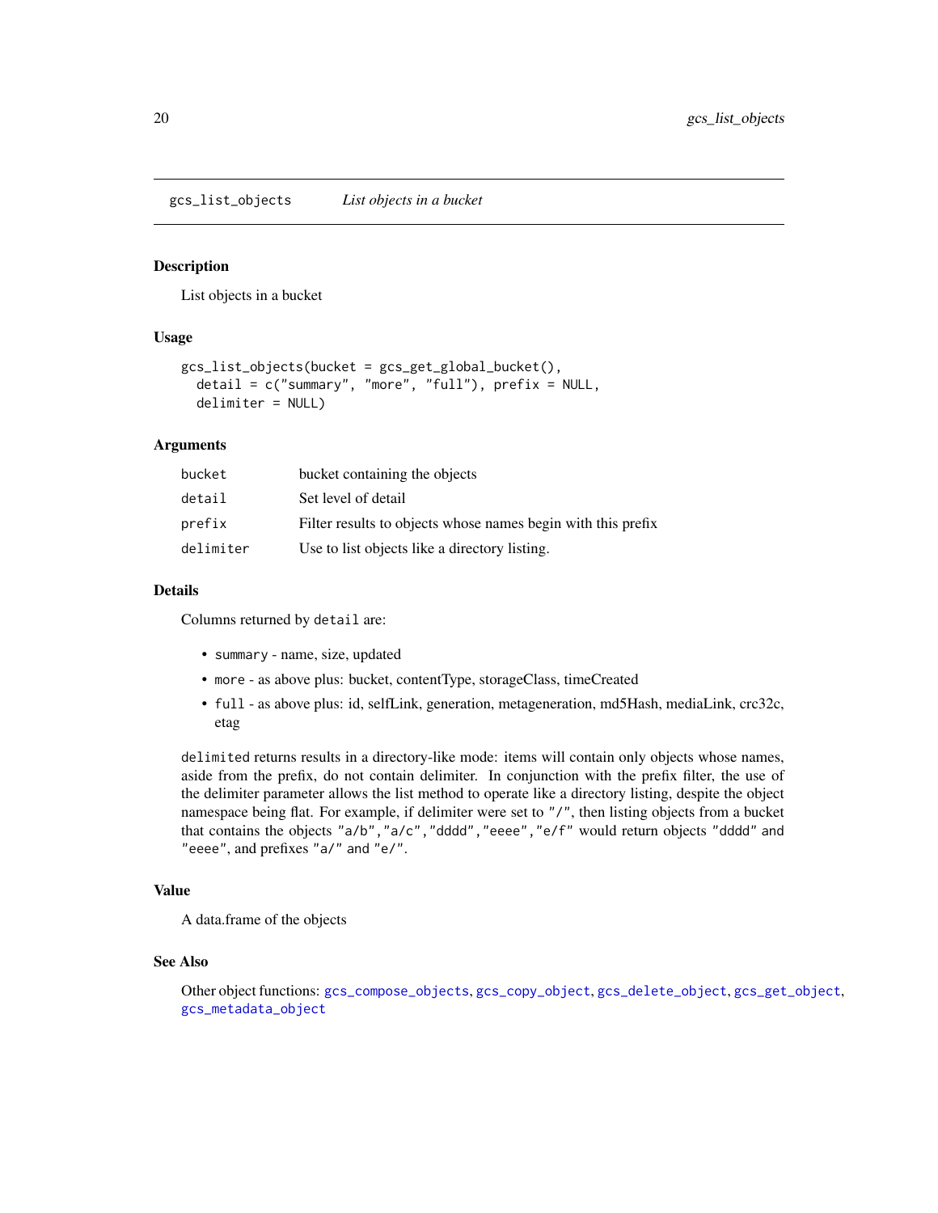## gcs_list_objects *List objects in a bucket*

### Description

List objects in a bucket

### Usage

```
gcs_list_objects(bucket = gcs_get_global_bucket(),
  detail = c("summary", "more", "full"), prefix = NULL,
  delimiter = NULL)
```

### Arguments

| | |
|---|---|
| bucket | bucket containing the objects |
| detail | Set level of detail |
| prefix | Filter results to objects whose names begin with this prefix |
| delimiter | Use to list objects like a directory listing. |

### Details

Columns returned by `detail` are:

- `summary` - name, size, updated
- `more` - as above plus: bucket, contentType, storageClass, timeCreated
- `full` - as above plus: id, selfLink, generation, metageneration, md5Hash, mediaLink, crc32c, etag

`delimited` returns results in a directory-like mode: items will contain only objects whose names, aside from the prefix, do not contain delimiter. In conjunction with the prefix filter, the use of the delimiter parameter allows the list method to operate like a directory listing, despite the object namespace being flat. For example, if delimiter were set to `"/"`, then listing objects from a bucket that contains the objects `"a/b"`, `"a/c"`, `"dddd"`, `"eeee"`, `"e/f"` would return objects `"dddd"` and `"eeee"`, and prefixes `"a/"` and `"e/"`.

### Value

A data.frame of the objects

### See Also

Other object functions: `gcs_compose_objects`, `gcs_copy_object`, `gcs_delete_object`, `gcs_get_object`, `gcs_metadata_object`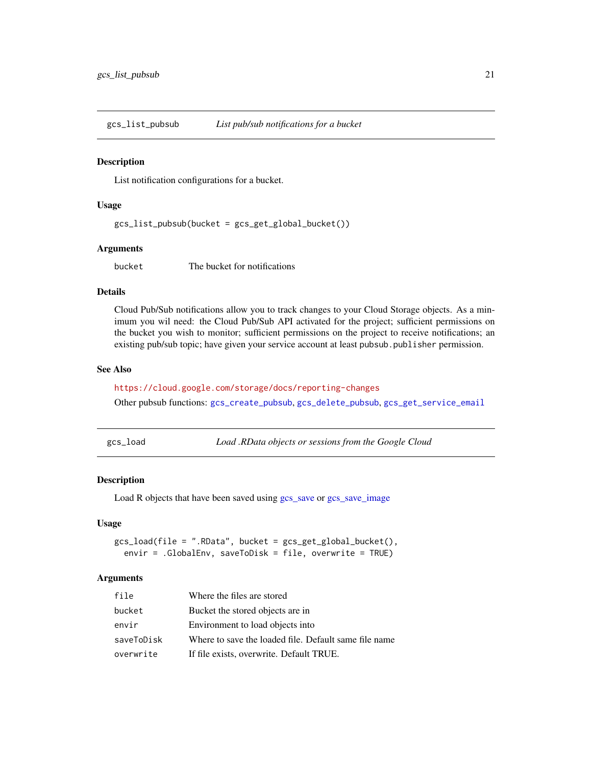## gcs_list_pubsub — *List pub/sub notifications for a bucket*

### Description

List notification configurations for a bucket.

### Usage

```
gcs_list_pubsub(bucket = gcs_get_global_bucket())
```

### Arguments

| | |
|---|---|
| bucket | The bucket for notifications |

### Details

Cloud Pub/Sub notifications allow you to track changes to your Cloud Storage objects. As a minimum you wil need: the Cloud Pub/Sub API activated for the project; sufficient permissions on the bucket you wish to monitor; sufficient permissions on the project to receive notifications; an existing pub/sub topic; have given your service account at least `pubsub.publisher` permission.

### See Also

https://cloud.google.com/storage/docs/reporting-changes

Other pubsub functions: `gcs_create_pubsub`, `gcs_delete_pubsub`, `gcs_get_service_email`

## gcs_load — *Load .RData objects or sessions from the Google Cloud*

### Description

Load R objects that have been saved using gcs_save or gcs_save_image

### Usage

```
gcs_load(file = ".RData", bucket = gcs_get_global_bucket(),
  envir = .GlobalEnv, saveToDisk = file, overwrite = TRUE)
```

### Arguments

| | |
|---|---|
| file | Where the files are stored |
| bucket | Bucket the stored objects are in |
| envir | Environment to load objects into |
| saveToDisk | Where to save the loaded file. Default same file name |
| overwrite | If file exists, overwrite. Default TRUE. |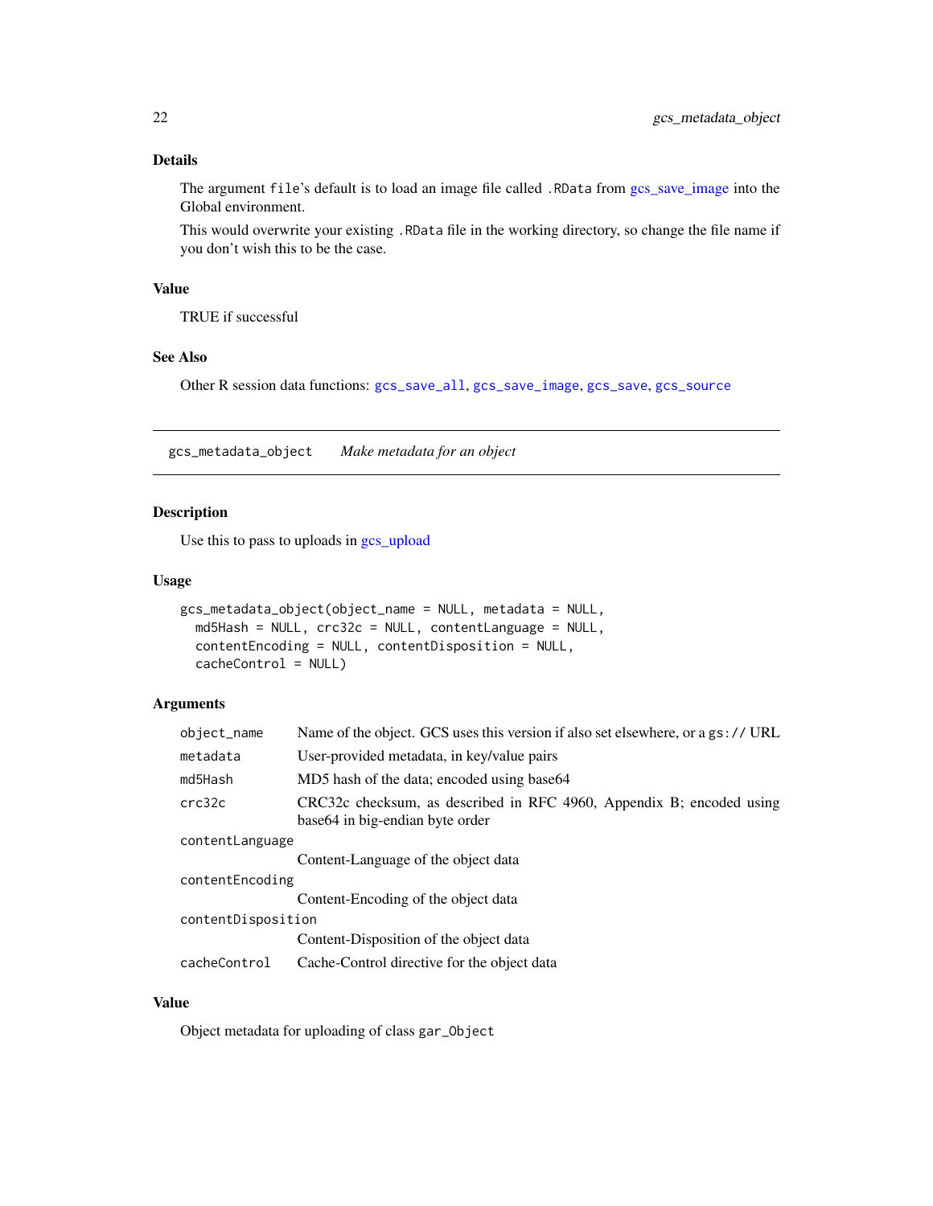### Details

The argument `file`'s default is to load an image file called `.RData` from gcs_save_image into the Global environment.

This would overwrite your existing `.RData` file in the working directory, so change the file name if you don't wish this to be the case.

### Value

TRUE if successful

### See Also

Other R session data functions: `gcs_save_all`, `gcs_save_image`, `gcs_save`, `gcs_source`

---

## gcs_metadata_object — *Make metadata for an object*

### Description

Use this to pass to uploads in gcs_upload

### Usage

```
gcs_metadata_object(object_name = NULL, metadata = NULL,
  md5Hash = NULL, crc32c = NULL, contentLanguage = NULL,
  contentEncoding = NULL, contentDisposition = NULL,
  cacheControl = NULL)
```

### Arguments

| Argument | Description |
| --- | --- |
| `object_name` | Name of the object. GCS uses this version if also set elsewhere, or a `gs://` URL |
| `metadata` | User-provided metadata, in key/value pairs |
| `md5Hash` | MD5 hash of the data; encoded using base64 |
| `crc32c` | CRC32c checksum, as described in RFC 4960, Appendix B; encoded using base64 in big-endian byte order |
| `contentLanguage` | Content-Language of the object data |
| `contentEncoding` | Content-Encoding of the object data |
| `contentDisposition` | Content-Disposition of the object data |
| `cacheControl` | Cache-Control directive for the object data |

### Value

Object metadata for uploading of class `gar_Object`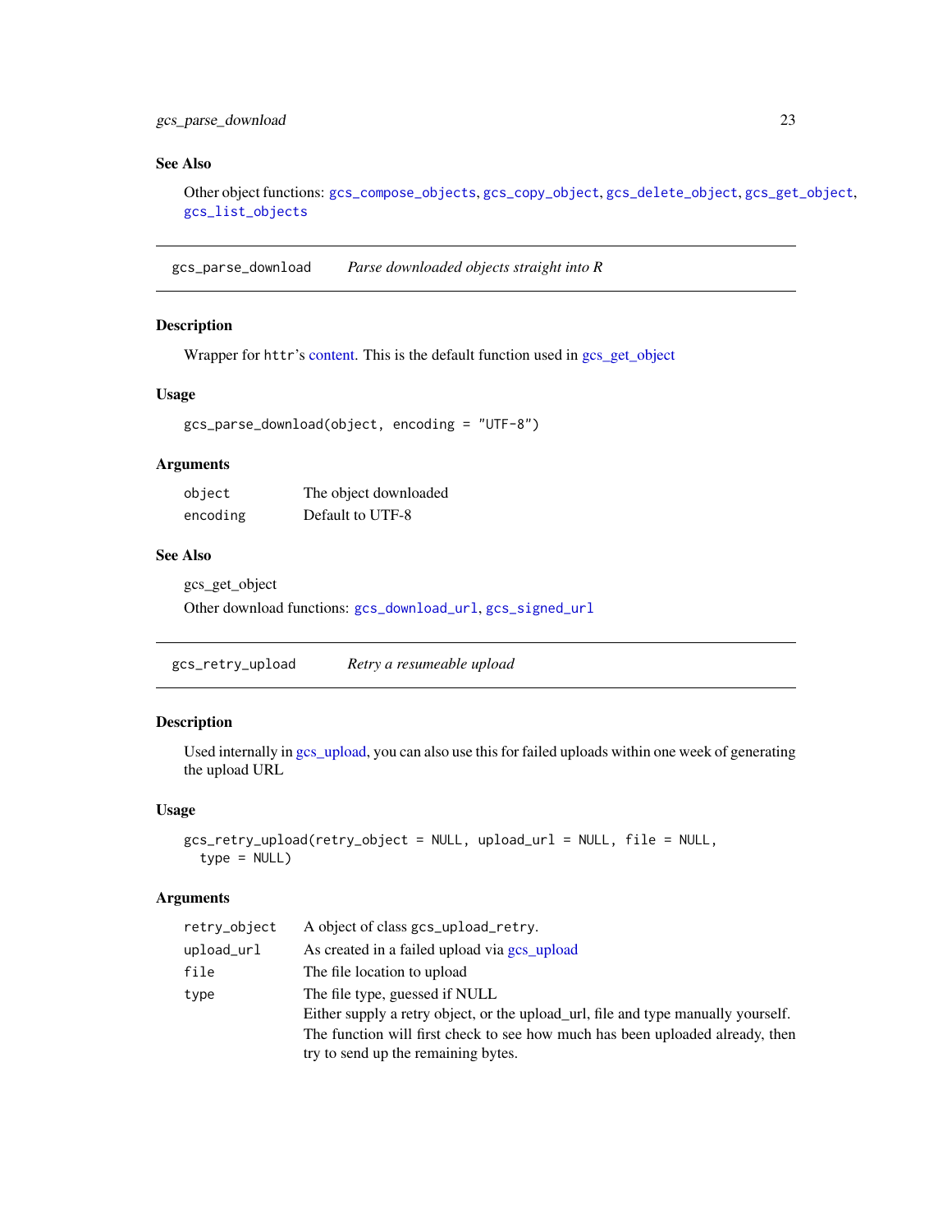### See Also

Other object functions: `gcs_compose_objects`, `gcs_copy_object`, `gcs_delete_object`, `gcs_get_object`, `gcs_list_objects`

---

## gcs_parse_download — *Parse downloaded objects straight into R*

### Description

Wrapper for httr's content. This is the default function used in gcs_get_object

### Usage

```
gcs_parse_download(object, encoding = "UTF-8")
```

### Arguments

| | |
|---|---|
| `object` | The object downloaded |
| `encoding` | Default to UTF-8 |

### See Also

gcs_get_object

Other download functions: `gcs_download_url`, `gcs_signed_url`

---

## gcs_retry_upload — *Retry a resumeable upload*

### Description

Used internally in gcs_upload, you can also use this for failed uploads within one week of generating the upload URL

### Usage

```
gcs_retry_upload(retry_object = NULL, upload_url = NULL, file = NULL,
  type = NULL)
```

### Arguments

| | |
|---|---|
| `retry_object` | A object of class `gcs_upload_retry`. |
| `upload_url` | As created in a failed upload via gcs_upload |
| `file` | The file location to upload |
| `type` | The file type, guessed if NULL<br>Either supply a retry object, or the upload_url, file and type manually yourself.<br>The function will first check to see how much has been uploaded already, then try to send up the remaining bytes. |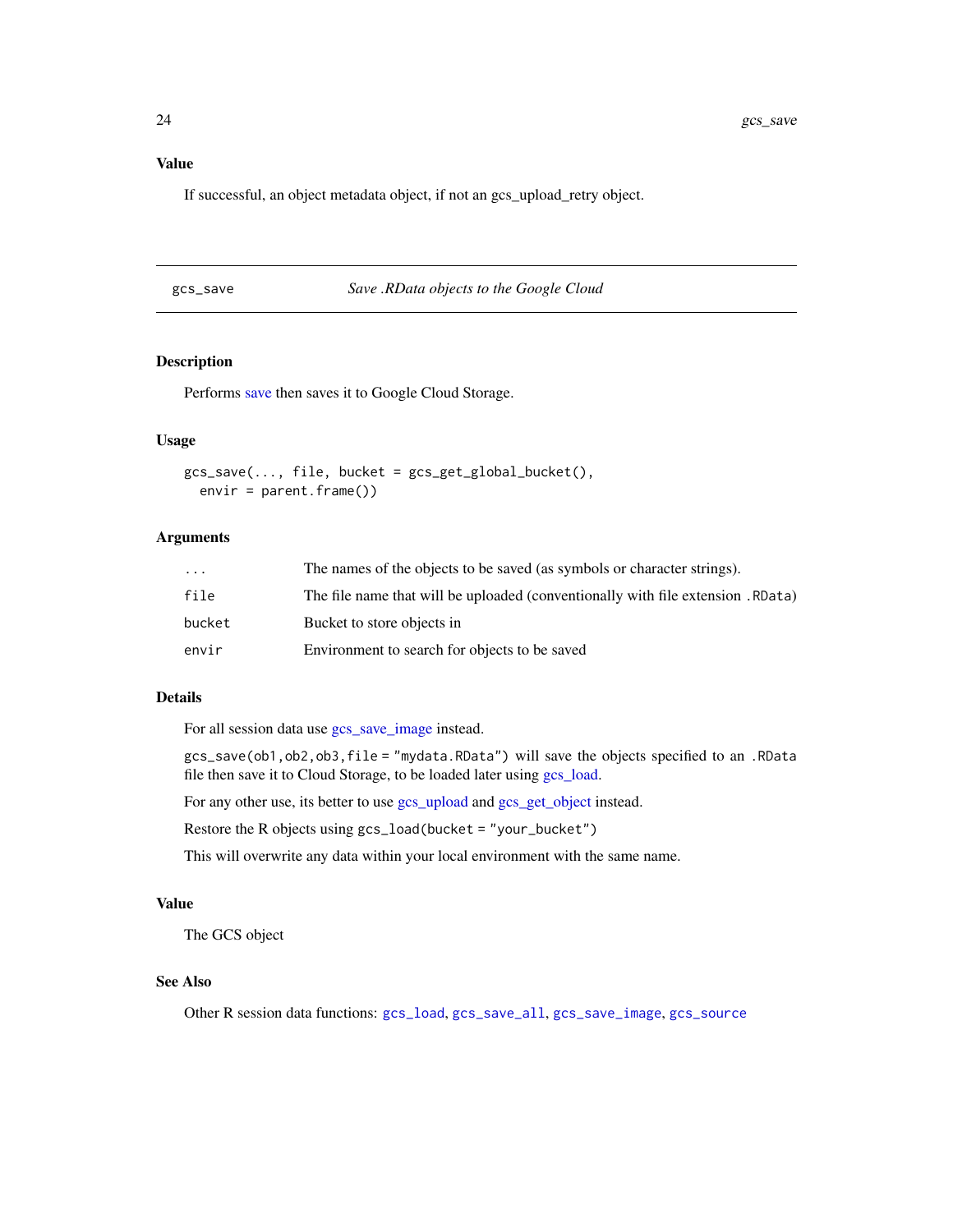### Value

If successful, an object metadata object, if not an gcs_upload_retry object.

---

## gcs_save — *Save .RData objects to the Google Cloud*

### Description

Performs save then saves it to Google Cloud Storage.

### Usage

```
gcs_save(..., file, bucket = gcs_get_global_bucket(),
  envir = parent.frame())
```

### Arguments

| | |
|---|---|
| `...` | The names of the objects to be saved (as symbols or character strings). |
| `file` | The file name that will be uploaded (conventionally with file extension `.RData`) |
| `bucket` | Bucket to store objects in |
| `envir` | Environment to search for objects to be saved |

### Details

For all session data use gcs_save_image instead.

`gcs_save(ob1,ob2,ob3,file = "mydata.RData")` will save the objects specified to an `.RData` file then save it to Cloud Storage, to be loaded later using gcs_load.

For any other use, its better to use gcs_upload and gcs_get_object instead.

Restore the R objects using `gcs_load(bucket = "your_bucket")`

This will overwrite any data within your local environment with the same name.

### Value

The GCS object

### See Also

Other R session data functions: `gcs_load`, `gcs_save_all`, `gcs_save_image`, `gcs_source`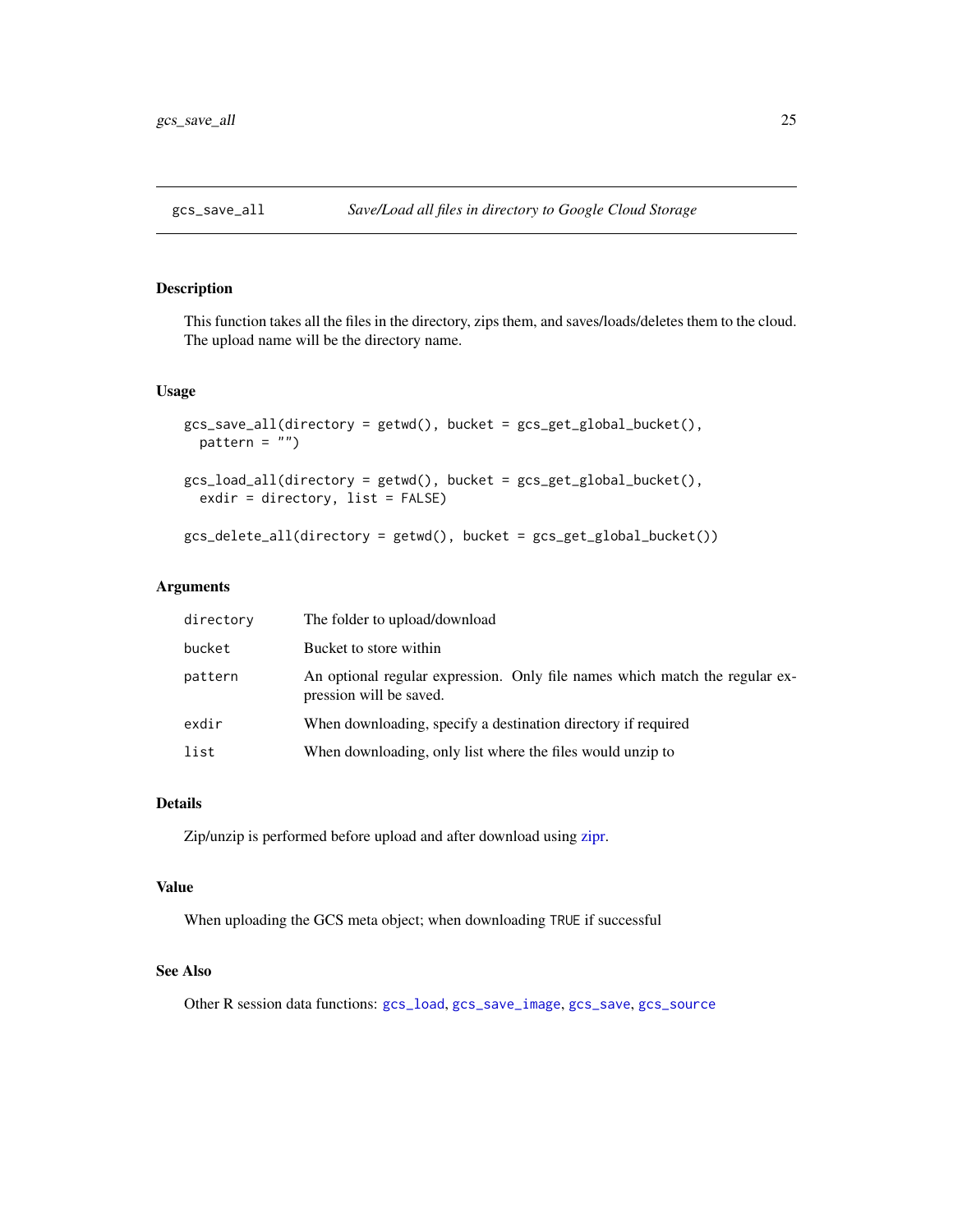## gcs_save_all — *Save/Load all files in directory to Google Cloud Storage*

### Description

This function takes all the files in the directory, zips them, and saves/loads/deletes them to the cloud. The upload name will be the directory name.

### Usage

```
gcs_save_all(directory = getwd(), bucket = gcs_get_global_bucket(),
  pattern = "")

gcs_load_all(directory = getwd(), bucket = gcs_get_global_bucket(),
  exdir = directory, list = FALSE)

gcs_delete_all(directory = getwd(), bucket = gcs_get_global_bucket())
```

### Arguments

| | |
|---|---|
| `directory` | The folder to upload/download |
| `bucket` | Bucket to store within |
| `pattern` | An optional regular expression. Only file names which match the regular expression will be saved. |
| `exdir` | When downloading, specify a destination directory if required |
| `list` | When downloading, only list where the files would unzip to |

### Details

Zip/unzip is performed before upload and after download using zipr.

### Value

When uploading the GCS meta object; when downloading `TRUE` if successful

### See Also

Other R session data functions: `gcs_load`, `gcs_save_image`, `gcs_save`, `gcs_source`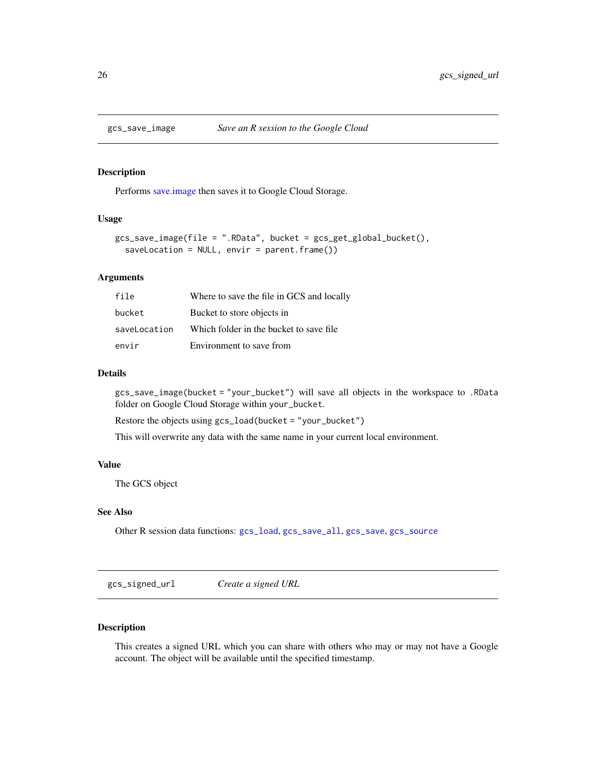## gcs_save_image *Save an R session to the Google Cloud*

### Description

Performs save.image then saves it to Google Cloud Storage.

### Usage

```
gcs_save_image(file = ".RData", bucket = gcs_get_global_bucket(),
  saveLocation = NULL, envir = parent.frame())
```

### Arguments

| | |
|---|---|
| file | Where to save the file in GCS and locally |
| bucket | Bucket to store objects in |
| saveLocation | Which folder in the bucket to save file |
| envir | Environment to save from |

### Details

`gcs_save_image(bucket = "your_bucket")` will save all objects in the workspace to `.RData` folder on Google Cloud Storage within `your_bucket`.

Restore the objects using `gcs_load(bucket = "your_bucket")`

This will overwrite any data with the same name in your current local environment.

### Value

The GCS object

### See Also

Other R session data functions: `gcs_load`, `gcs_save_all`, `gcs_save`, `gcs_source`

## gcs_signed_url *Create a signed URL*

### Description

This creates a signed URL which you can share with others who may or may not have a Google account. The object will be available until the specified timestamp.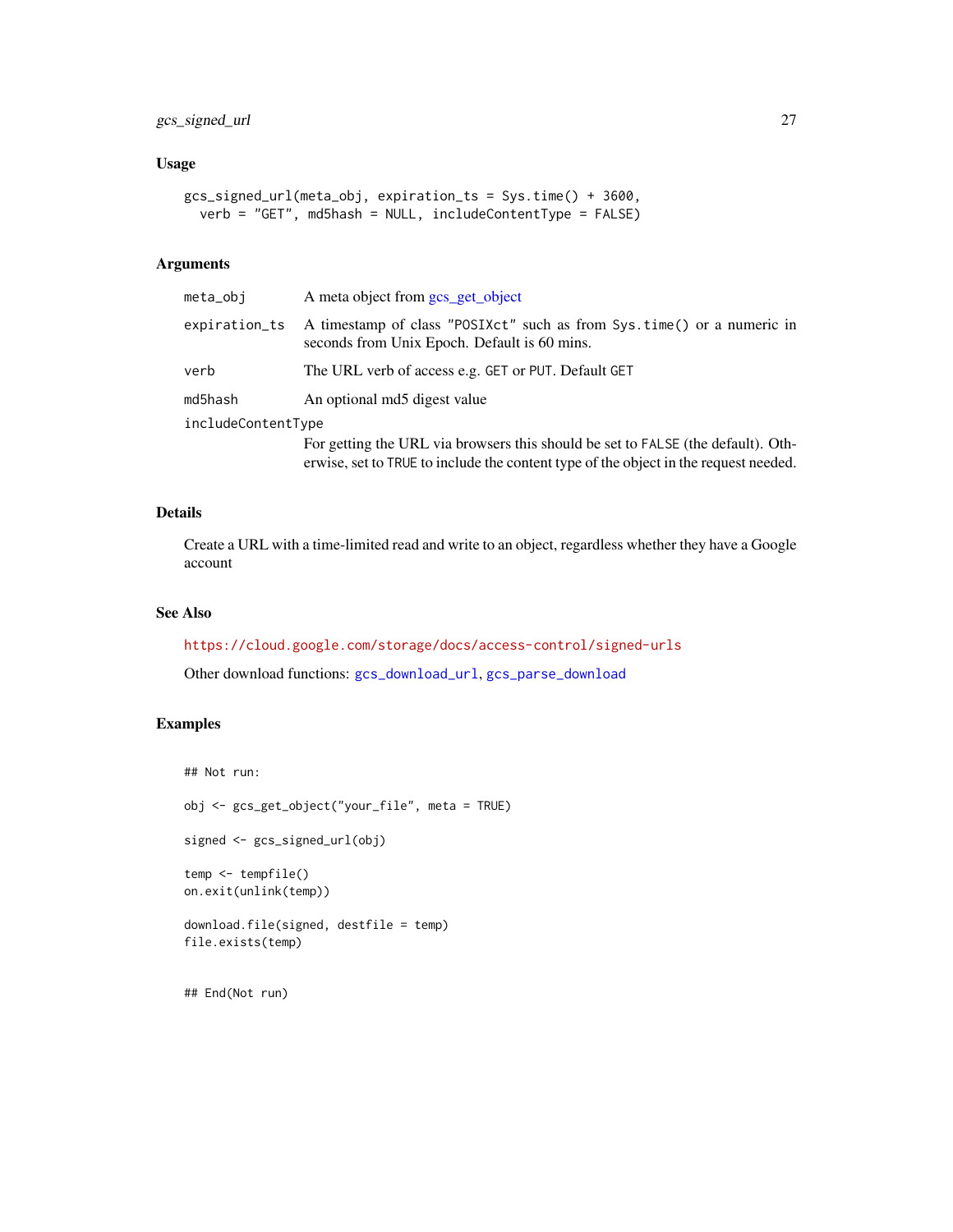### Usage

```
gcs_signed_url(meta_obj, expiration_ts = Sys.time() + 3600,
  verb = "GET", md5hash = NULL, includeContentType = FALSE)
```

### Arguments

| | |
|---|---|
| meta_obj | A meta object from gcs_get_object |
| expiration_ts | A timestamp of class "POSIXct" such as from Sys.time() or a numeric in seconds from Unix Epoch. Default is 60 mins. |
| verb | The URL verb of access e.g. GET or PUT. Default GET |
| md5hash | An optional md5 digest value |
| includeContentType | For getting the URL via browsers this should be set to FALSE (the default). Otherwise, set to TRUE to include the content type of the object in the request needed. |

### Details

Create a URL with a time-limited read and write to an object, regardless whether they have a Google account

### See Also

https://cloud.google.com/storage/docs/access-control/signed-urls

Other download functions: gcs_download_url, gcs_parse_download

### Examples

```
## Not run:

obj <- gcs_get_object("your_file", meta = TRUE)

signed <- gcs_signed_url(obj)

temp <- tempfile()
on.exit(unlink(temp))

download.file(signed, destfile = temp)
file.exists(temp)


## End(Not run)
```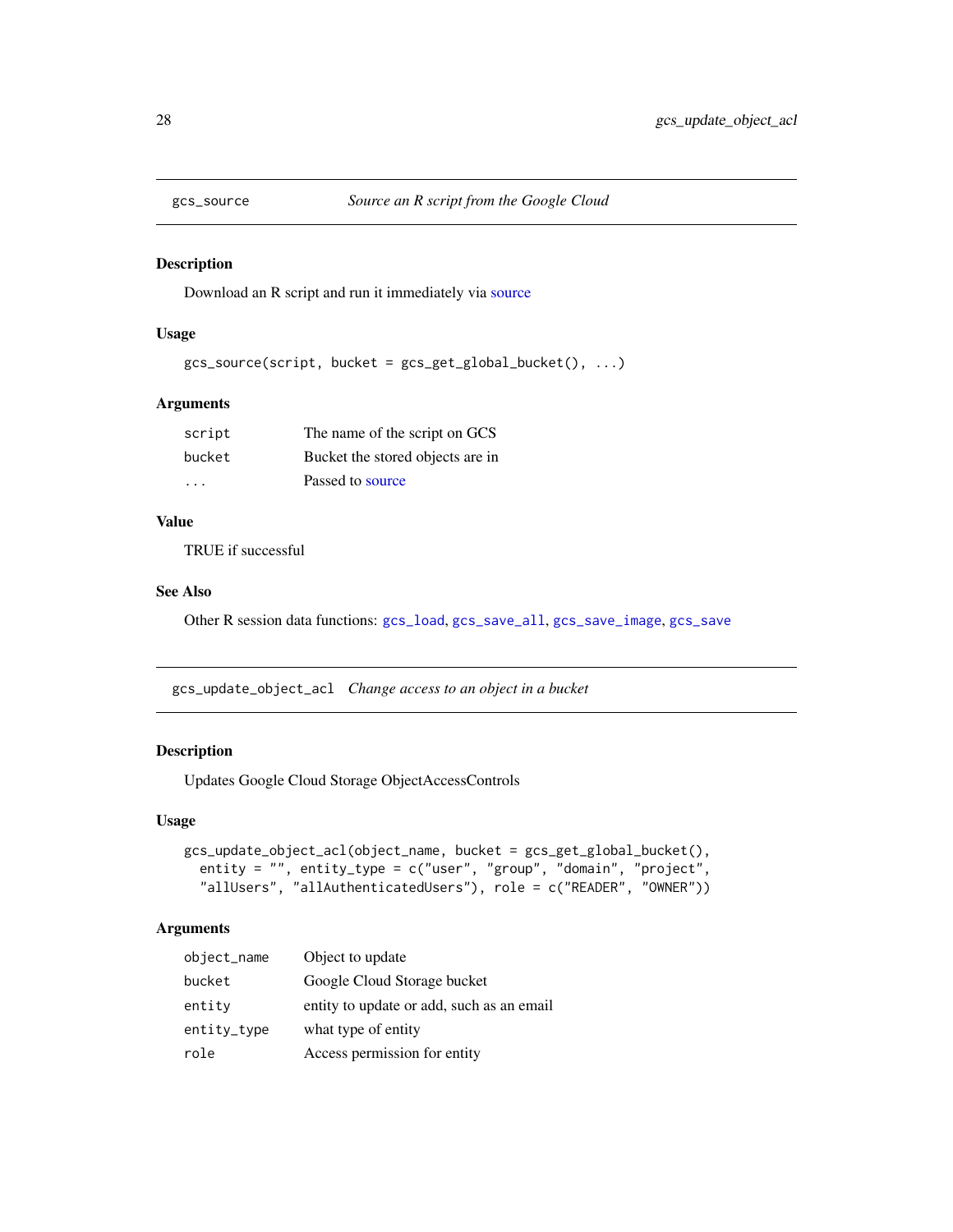## gcs_source — *Source an R script from the Google Cloud*

### Description

Download an R script and run it immediately via source

### Usage

```
gcs_source(script, bucket = gcs_get_global_bucket(), ...)
```

### Arguments

| | |
|---|---|
| script | The name of the script on GCS |
| bucket | Bucket the stored objects are in |
| ... | Passed to source |

### Value

TRUE if successful

### See Also

Other R session data functions: gcs_load, gcs_save_all, gcs_save_image, gcs_save

## gcs_update_object_acl — *Change access to an object in a bucket*

### Description

Updates Google Cloud Storage ObjectAccessControls

### Usage

```
gcs_update_object_acl(object_name, bucket = gcs_get_global_bucket(),
  entity = "", entity_type = c("user", "group", "domain", "project",
  "allUsers", "allAuthenticatedUsers"), role = c("READER", "OWNER"))
```

### Arguments

| | |
|---|---|
| object_name | Object to update |
| bucket | Google Cloud Storage bucket |
| entity | entity to update or add, such as an email |
| entity_type | what type of entity |
| role | Access permission for entity |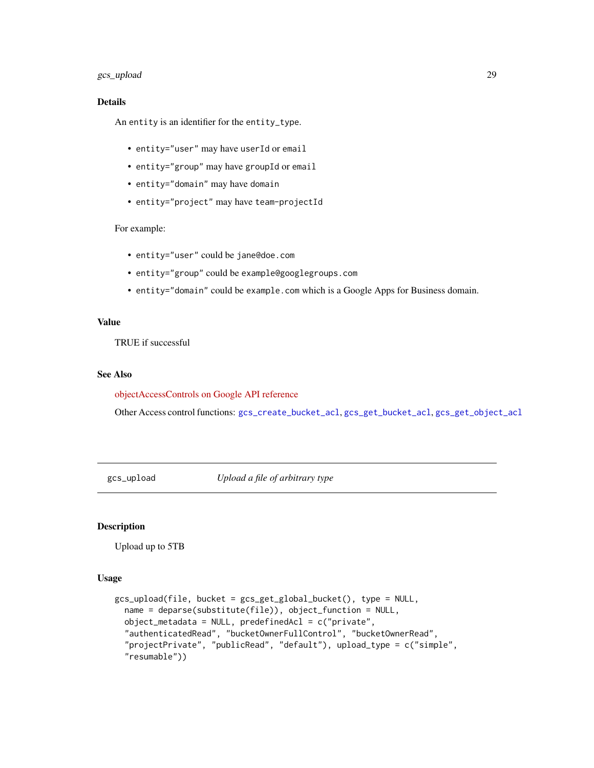## Details

An `entity` is an identifier for the `entity_type`.

- `entity="user"` may have `userId` or `email`
- `entity="group"` may have `groupId` or `email`
- `entity="domain"` may have `domain`
- `entity="project"` may have `team-projectId`

For example:

- `entity="user"` could be `jane@doe.com`
- `entity="group"` could be `example@googlegroups.com`
- `entity="domain"` could be `example.com` which is a Google Apps for Business domain.

## Value

TRUE if successful

## See Also

objectAccessControls on Google API reference

Other Access control functions: `gcs_create_bucket_acl`, `gcs_get_bucket_acl`, `gcs_get_object_acl`

---

# gcs_upload — *Upload a file of arbitrary type*

## Description

Upload up to 5TB

## Usage

```
gcs_upload(file, bucket = gcs_get_global_bucket(), type = NULL,
  name = deparse(substitute(file)), object_function = NULL,
  object_metadata = NULL, predefinedAcl = c("private",
  "authenticatedRead", "bucketOwnerFullControl", "bucketOwnerRead",
  "projectPrivate", "publicRead", "default"), upload_type = c("simple",
  "resumable"))
```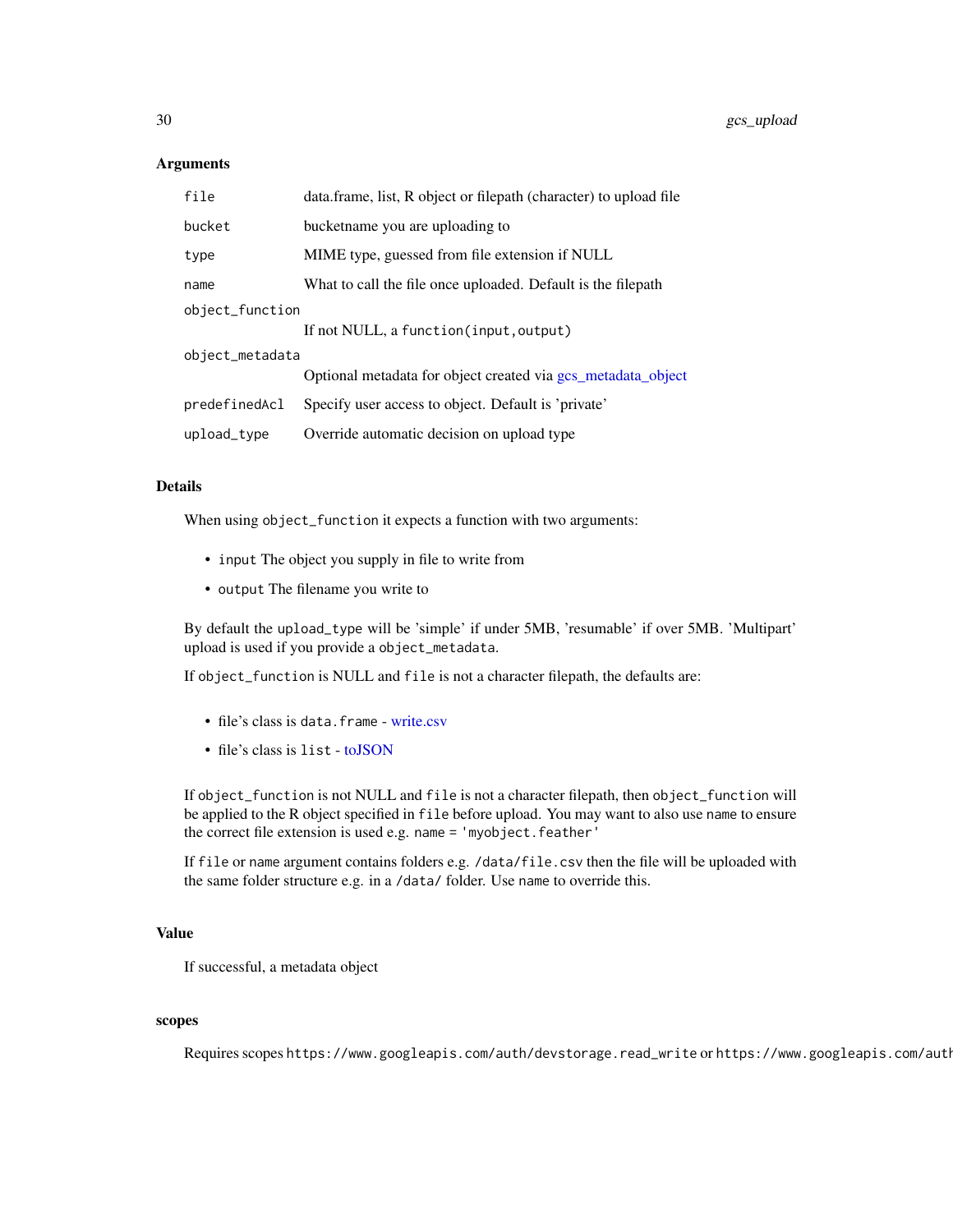### Arguments

| | |
|---|---|
| `file` | data.frame, list, R object or filepath (character) to upload file |
| `bucket` | bucketname you are uploading to |
| `type` | MIME type, guessed from file extension if NULL |
| `name` | What to call the file once uploaded. Default is the filepath |
| `object_function` | If not NULL, a `function(input,output)` |
| `object_metadata` | Optional metadata for object created via gcs_metadata_object |
| `predefinedAcl` | Specify user access to object. Default is 'private' |
| `upload_type` | Override automatic decision on upload type |

### Details

When using `object_function` it expects a function with two arguments:

- `input` The object you supply in file to write from
- `output` The filename you write to

By default the `upload_type` will be 'simple' if under 5MB, 'resumable' if over 5MB. 'Multipart' upload is used if you provide a `object_metadata`.

If `object_function` is NULL and `file` is not a character filepath, the defaults are:

- file's class is `data.frame` - write.csv
- file's class is `list` - toJSON

If `object_function` is not NULL and `file` is not a character filepath, then `object_function` will be applied to the R object specified in `file` before upload. You may want to also use `name` to ensure the correct file extension is used e.g. `name = 'myobject.feather'`

If `file` or `name` argument contains folders e.g. `/data/file.csv` then the file will be uploaded with the same folder structure e.g. in a `/data/` folder. Use `name` to override this.

### Value

If successful, a metadata object

### scopes

Requires scopes `https://www.googleapis.com/auth/devstorage.read_write` or `https://www.googleapis.com/auth`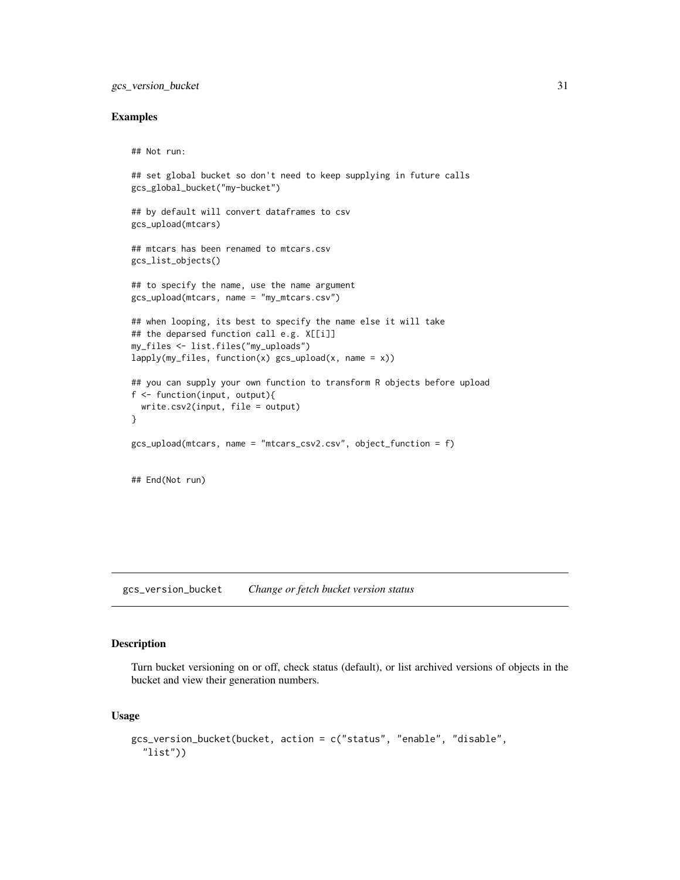## Examples

```
## Not run:

## set global bucket so don't need to keep supplying in future calls
gcs_global_bucket("my-bucket")

## by default will convert dataframes to csv
gcs_upload(mtcars)

## mtcars has been renamed to mtcars.csv
gcs_list_objects()

## to specify the name, use the name argument
gcs_upload(mtcars, name = "my_mtcars.csv")

## when looping, its best to specify the name else it will take
## the deparsed function call e.g. X[[i]]
my_files <- list.files("my_uploads")
lapply(my_files, function(x) gcs_upload(x, name = x))

## you can supply your own function to transform R objects before upload
f <- function(input, output){
  write.csv2(input, file = output)
}

gcs_upload(mtcars, name = "mtcars_csv2.csv", object_function = f)


## End(Not run)
```

---

# gcs_version_bucket *Change or fetch bucket version status*

---

## Description

Turn bucket versioning on or off, check status (default), or list archived versions of objects in the bucket and view their generation numbers.

## Usage

```
gcs_version_bucket(bucket, action = c("status", "enable", "disable",
  "list"))
```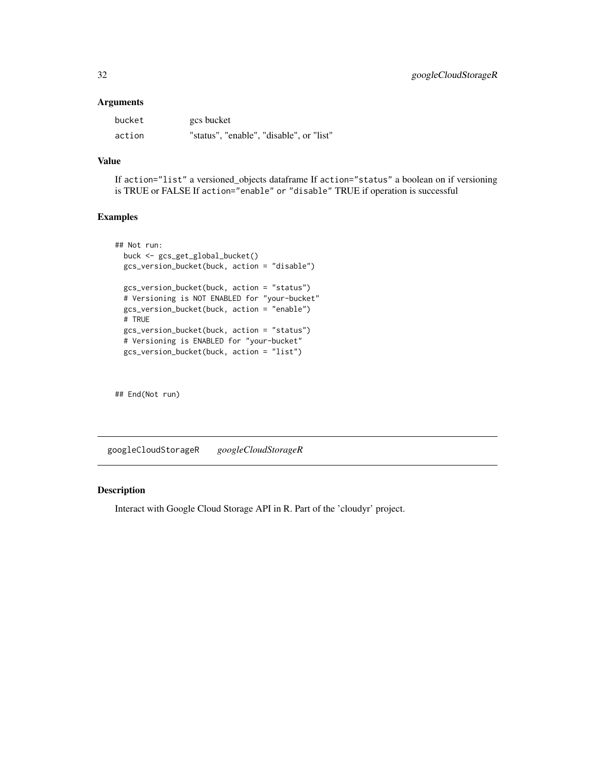### Arguments

| | |
|---|---|
| `bucket` | gcs bucket |
| `action` | "status", "enable", "disable", or "list" |

### Value

If `action="list"` a versioned_objects dataframe If `action="status"` a boolean on if versioning is TRUE or FALSE If `action="enable"` or `"disable"` TRUE if operation is successful

### Examples

```
## Not run:
  buck <- gcs_get_global_bucket()
  gcs_version_bucket(buck, action = "disable")

  gcs_version_bucket(buck, action = "status")
  # Versioning is NOT ENABLED for "your-bucket"
  gcs_version_bucket(buck, action = "enable")
  # TRUE
  gcs_version_bucket(buck, action = "status")
  # Versioning is ENABLED for "your-bucket"
  gcs_version_bucket(buck, action = "list")


## End(Not run)
```

---

## `googleCloudStorageR` *googleCloudStorageR*

---

### Description

Interact with Google Cloud Storage API in R. Part of the 'cloudyr' project.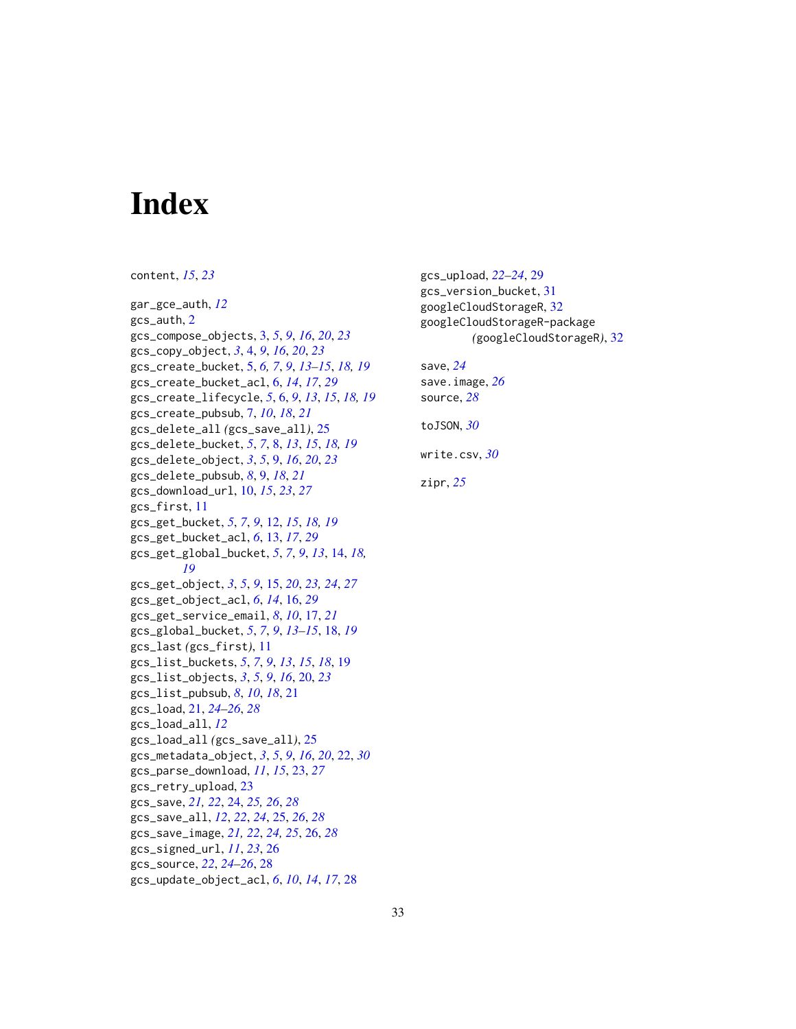# Index

content, *15*, *23*

gar_gce_auth, *12*
gcs_auth, 2
gcs_compose_objects, 3, *5*, *9*, *16*, *20*, *23*
gcs_copy_object, *3*, 4, *9*, *16*, *20*, *23*
gcs_create_bucket, 5, *6, 7*, *9*, *13–15*, *18, 19*
gcs_create_bucket_acl, 6, *14*, *17*, *29*
gcs_create_lifecycle, *5*, 6, *9*, *13*, *15*, *18, 19*
gcs_create_pubsub, 7, *10*, *18*, *21*
gcs_delete_all *(gcs_save_all)*, 25
gcs_delete_bucket, *5*, *7*, 8, *13*, *15*, *18, 19*
gcs_delete_object, *3*, *5*, 9, *16*, *20*, *23*
gcs_delete_pubsub, *8*, 9, *18*, *21*
gcs_download_url, 10, *15*, *23*, *27*
gcs_first, 11
gcs_get_bucket, *5*, *7*, *9*, 12, *15*, *18, 19*
gcs_get_bucket_acl, *6*, 13, *17*, *29*
gcs_get_global_bucket, *5*, *7*, *9*, *13*, 14, *18, 19*
gcs_get_object, *3*, *5*, *9*, 15, *20*, *23, 24*, *27*
gcs_get_object_acl, *6*, *14*, 16, *29*
gcs_get_service_email, *8*, *10*, 17, *21*
gcs_global_bucket, *5*, *7*, *9*, *13–15*, 18, *19*
gcs_last *(gcs_first)*, 11
gcs_list_buckets, *5*, *7*, *9*, *13*, *15*, *18*, 19
gcs_list_objects, *3*, *5*, *9*, *16*, 20, *23*
gcs_list_pubsub, *8*, *10*, *18*, 21
gcs_load, 21, *24–26*, *28*
gcs_load_all, *12*
gcs_load_all *(gcs_save_all)*, 25
gcs_metadata_object, *3*, *5*, *9*, *16*, *20*, 22, *30*
gcs_parse_download, *11*, *15*, 23, *27*
gcs_retry_upload, 23
gcs_save, *21, 22*, 24, *25, 26*, *28*
gcs_save_all, *12*, *22*, *24*, 25, *26*, *28*
gcs_save_image, *21, 22*, *24, 25*, 26, *28*
gcs_signed_url, *11*, *23*, 26
gcs_source, *22*, *24–26*, 28
gcs_update_object_acl, *6*, *10*, *14*, *17*, 28
gcs_upload, *22–24*, 29
gcs_version_bucket, 31
googleCloudStorageR, 32
googleCloudStorageR-package *(googleCloudStorageR)*, 32

save, *24*
save.image, *26*
source, *28*

toJSON, *30*

write.csv, *30*

zipr, *25*